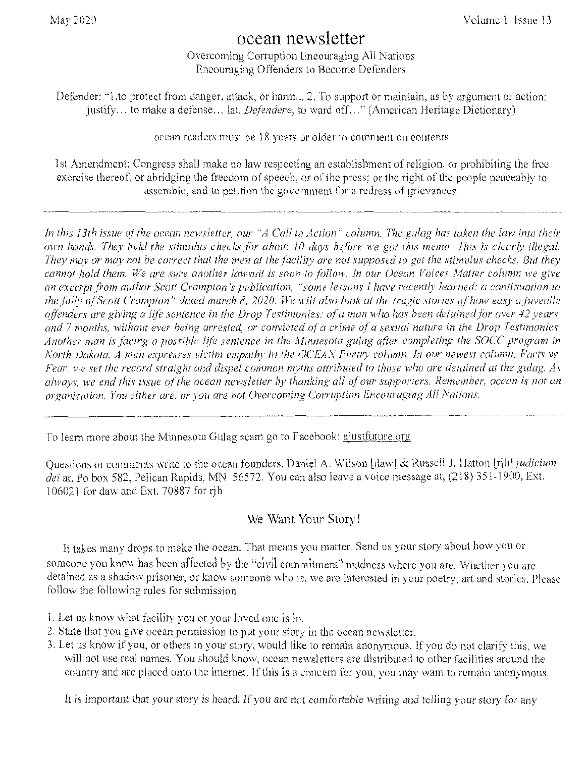May 2020 Volume 1, Issue 13

# ocean newsletter

Overcoming Corruption Encouraging All Nations
Encouraging Offenders to Become Defenders

Defender: "1.to protect from danger, attack, or harm... 2. To support or maintain, as by argument or action; justify... to make a defense... lat. *Defendere*, to ward off..." (American Heritage Dictionary)

ocean readers must be 18 years or older to comment on contents

1st Amendment: Congress shall make no law respecting an establishment of religion, or prohibiting the free exercise thereof; or abridging the freedom of speech, or of the press; or the right of the people peaceably to assemble, and to petition the government for a redress of grievances.

---

*In this 13th issue of the ocean newsletter, our "A Call to Action" column, The gulag has taken the law into their own hands. They held the stimulus checks for about 10 days before we got this memo. This is clearly illegal. They may or may not be correct that the men at the facility are not supposed to get the stimulus checks. But they cannot hold them. We are sure another lawsuit is soon to follow. In our Ocean Voices Matter column we give an excerpt from author Scott Crampton's publication, "some lessons I have recently learned: a continuation to the folly of Scott Crampton" dated march 8, 2020. We will also look at the tragic stories of how easy a juvenile offenders are giving a life sentence in the Drop Testimonies: of a man who has been detained for over 42 years, and 7 months, without ever being arrested, or convicted of a crime of a sexual nature in the Drop Testimonies. Another man is facing a possible life sentence in the Minnesota gulag after completing the SOCC program in North Dakota. A man expresses victim empathy in the OCEAN Poetry column. In our newest column, Facts vs. Fear, we set the record straight and dispel common myths attributed to those who are detained at the gulag. As always, we end this issue of the ocean newsletter by thanking all of our supporters. Remember, ocean is not an organization. You either are, or you are not Overcoming Corruption Encouraging All Nations.*

---

To learn more about the Minnesota Gulag scam go to Facebook: ajustfuture.org

Questions or comments write to the ocean founders, Daniel A. Wilson [daw] & Russell J. Hatton [rjh] *judicium dei* at, Po box 582, Pelican Rapids, MN 56572. You can also leave a voice message at, (218) 351-1900, Ext. 106021 for daw and Ext. 70887 for rjh

## We Want Your Story!

It takes many drops to make the ocean. That means you matter. Send us your story about how you or someone you know has been affected by the "civil commitment" madness where you are. Whether you are detained as a shadow prisoner, or know someone who is, we are interested in your poetry, art and stories. Please follow the following rules for submission:

1. Let us know what facility you or your loved one is in.
2. State that you give ocean permission to put your story in the ocean newsletter.
3. Let us know if you, or others in your story, would like to remain anonymous. If you do not clarify this, we will not use real names. You should know, ocean newsletters are distributed to other facilities around the country and are placed onto the internet. If this is a concern for you, you may want to remain anonymous.

*It is important that your story is heard. If you are not comfortable writing and telling your story for any*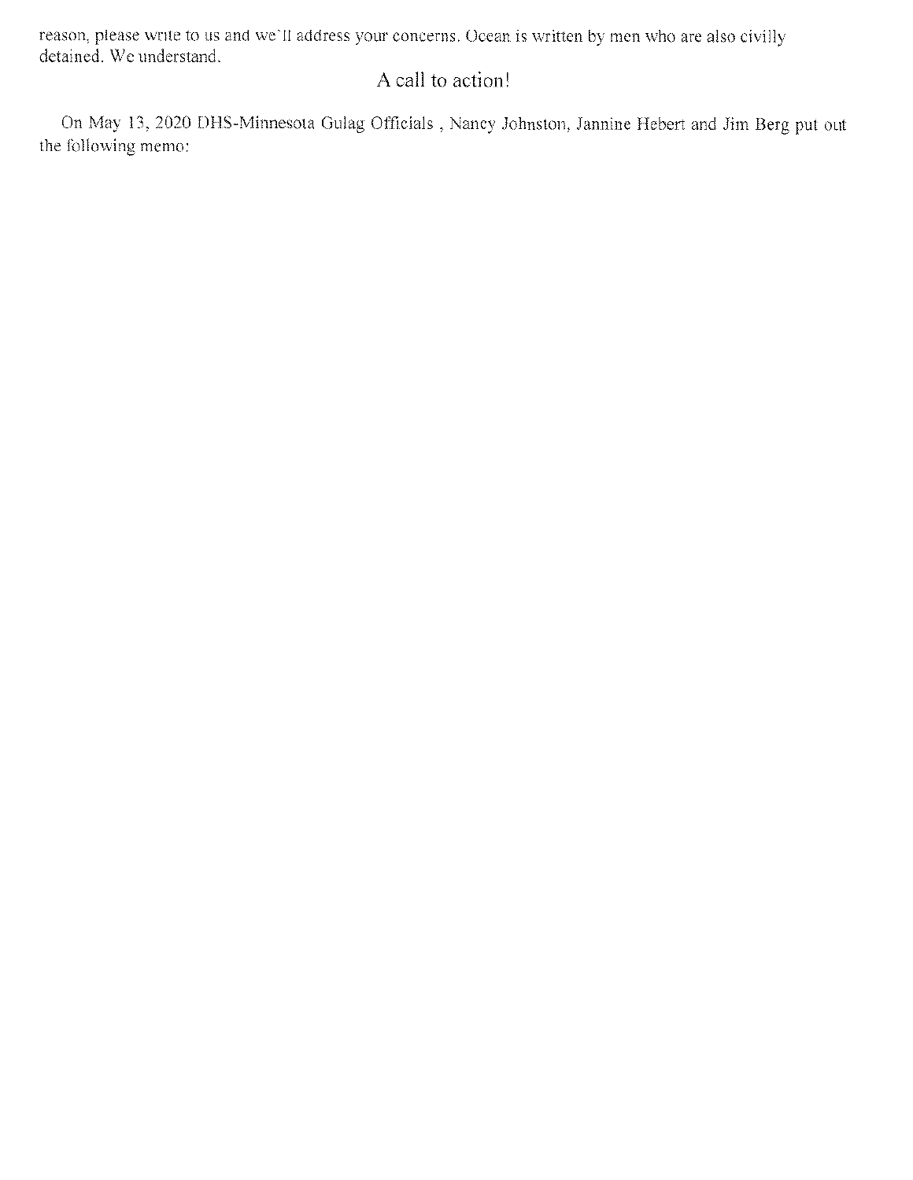reason, please write to us and we`ll address your concerns. Ocean is written by men who are also civilly detained. We understand.

## A call to action!

On May 13, 2020 DHS-Minnesota Gulag Officials , Nancy Johnston, Jannine Hebert and Jim Berg put out the following memo: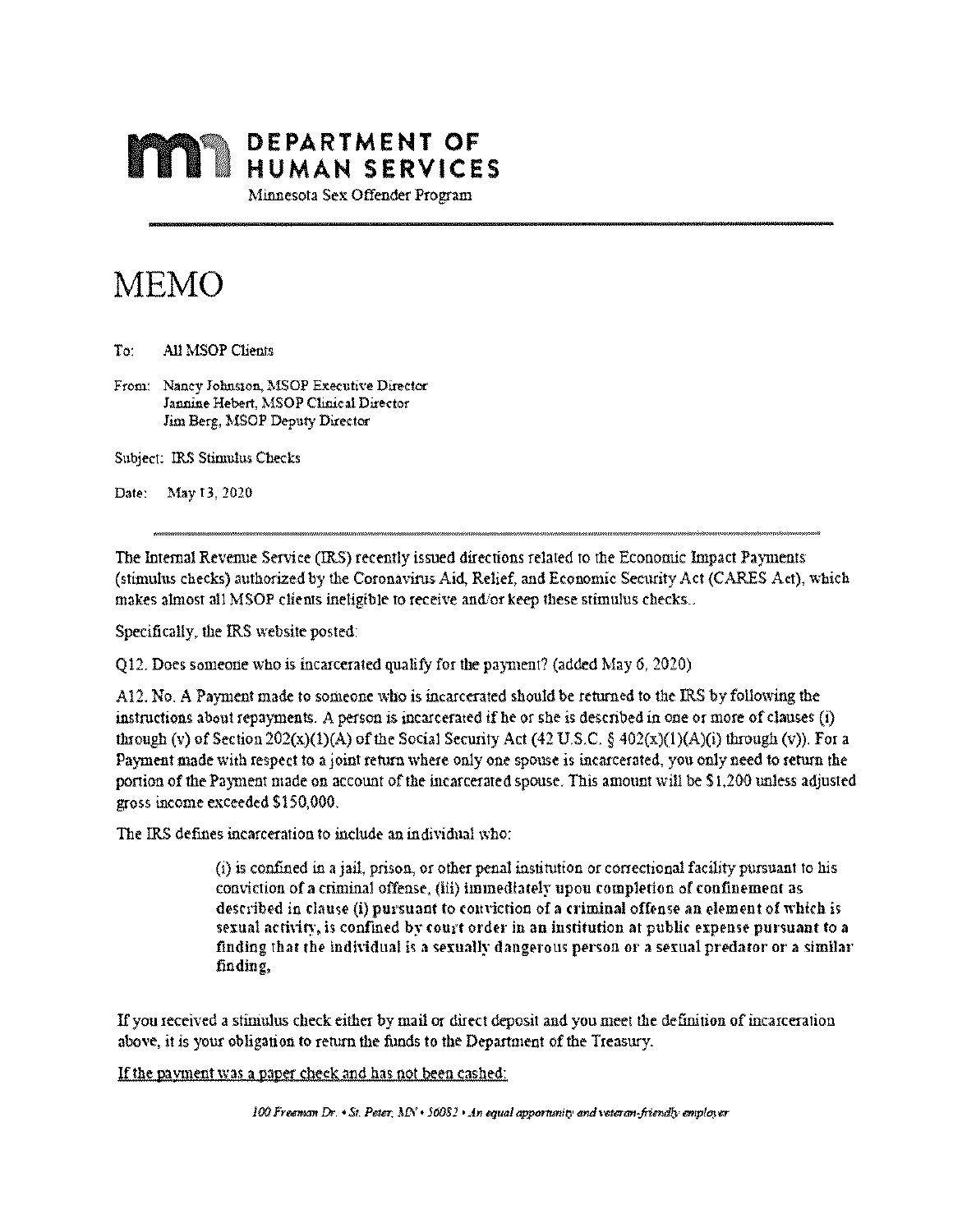**DEPARTMENT OF HUMAN SERVICES**

Minnesota Sex Offender Program

# MEMO

To: All MSOP Clients

From: Nancy Johnston, MSOP Executive Director
Jannine Hebert, MSOP Clinical Director
Jim Berg, MSOP Deputy Director

Subject: IRS Stimulus Checks

Date: May 13, 2020

The Internal Revenue Service (IRS) recently issued directions related to the Economic Impact Payments (stimulus checks) authorized by the Coronavirus Aid, Relief, and Economic Security Act (CARES Act), which makes almost all MSOP clients ineligible to receive and/or keep these stimulus checks..

Specifically, the IRS website posted:

Q12. Does someone who is incarcerated qualify for the payment? (added May 6, 2020)

A12. No. A Payment made to someone who is incarcerated should be returned to the IRS by following the instructions about repayments. A person is incarcerated if he or she is described in one or more of clauses (i) through (v) of Section 202(x)(1)(A) of the Social Security Act (42 U.S.C. § 402(x)(1)(A)(i) through (v)). For a Payment made with respect to a joint return where only one spouse is incarcerated, you only need to return the portion of the Payment made on account of the incarcerated spouse. This amount will be $1,200 unless adjusted gross income exceeded $150,000.

The IRS defines incarceration to include an individual who:

> (i) is confined in a jail, prison, or other penal institution or correctional facility pursuant to his conviction of a criminal offense, (iii) **immediately upon completion of confinement as described in clause (i) pursuant to conviction of a criminal offense an element of which is sexual activity, is confined by court order in an institution at public expense pursuant to a finding that the individual is a sexually dangerous person or a sexual predator or a similar finding,**

If you received a stimulus check either by mail or direct deposit and you meet the definition of incarceration above, it is your obligation to return the funds to the Department of the Treasury.

<u>If the payment was a paper check and has not been cashed:</u>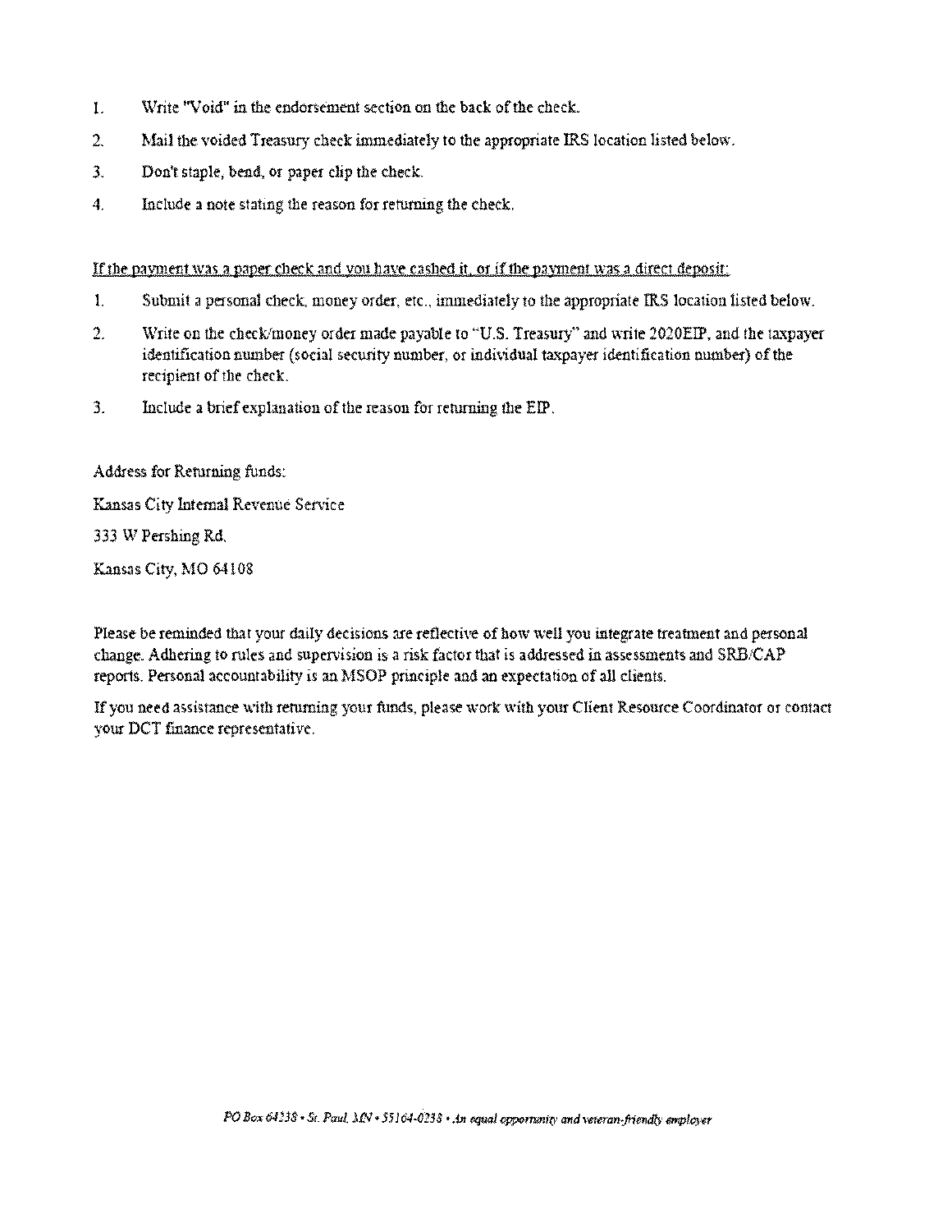1. Write "Void" in the endorsement section on the back of the check.
2. Mail the voided Treasury check immediately to the appropriate IRS location listed below.
3. Don't staple, bend, or paper clip the check.
4. Include a note stating the reason for returning the check.

<u>If the payment was a paper check and you have cashed it, or if the payment was a direct deposit:</u>

1. Submit a personal check, money order, etc., immediately to the appropriate IRS location listed below.
2. Write on the check/money order made payable to "U.S. Treasury" and write 2020EIP, and the taxpayer identification number (social security number, or individual taxpayer identification number) of the recipient of the check.
3. Include a brief explanation of the reason for returning the EIP.

Address for Returning funds:

Kansas City Internal Revenue Service

333 W Pershing Rd.

Kansas City, MO 64108

Please be reminded that your daily decisions are reflective of how well you integrate treatment and personal change. Adhering to rules and supervision is a risk factor that is addressed in assessments and SRB/CAP reports. Personal accountability is an MSOP principle and an expectation of all clients.

If you need assistance with returning your funds, please work with your Client Resource Coordinator or contact your DCT finance representative.

*PO Box 64238 • St. Paul, MN • 55164-0238 • An equal opportunity and veteran-friendly employer*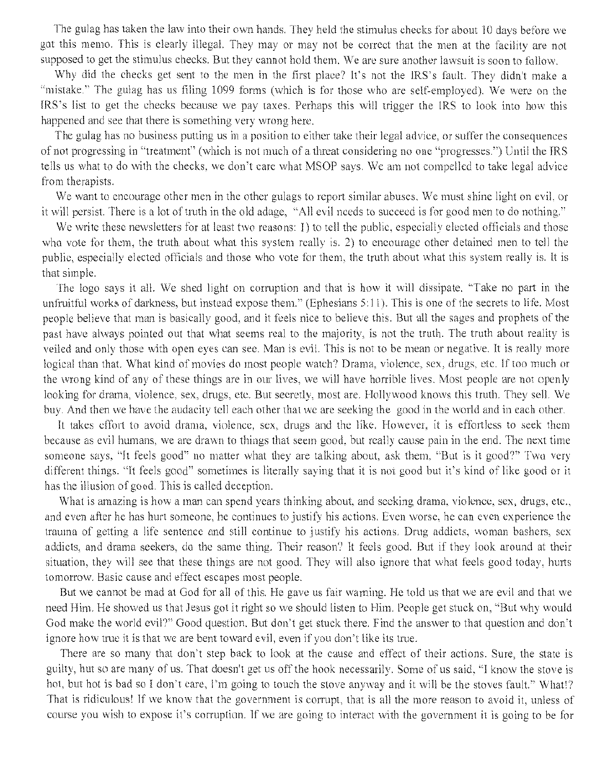The gulag has taken the law into their own hands. They held the stimulus checks for about 10 days before we got this memo. This is clearly illegal. They may or may not be correct that the men at the facility are not supposed to get the stimulus checks. But they cannot hold them. We are sure another lawsuit is soon to follow.

Why did the checks get sent to the men in the first place? It's not the IRS's fault. They didn't make a "mistake." The gulag has us filing 1099 forms (which is for those who are self-employed). We were on the IRS's list to get the checks because we pay taxes. Perhaps this will trigger the IRS to look into how this happened and see that there is something very wrong here.

The gulag has no business putting us in a position to either take their legal advice, or suffer the consequences of not progressing in "treatment" (which is not much of a threat considering no one "progresses.") Until the IRS tells us what to do with the checks, we don't care what MSOP says. We am not compelled to take legal advice from therapists.

We want to encourage other men in the other gulags to report similar abuses. We must shine light on evil, or it will persist. There is a lot of truth in the old adage, "All evil needs to succeed is for good men to do nothing."

We write these newsletters for at least two reasons: 1) to tell the public, especially elected officials and those who vote for them, the truth about what this system really is. 2) to encourage other detained men to tell the public, especially elected officials and those who vote for them, the truth about what this system really is. It is that simple.

The logo says it all. We shed light on corruption and that is how it will dissipate. "Take no part in the unfruitful works of darkness, but instead expose them." (Ephesians 5:11). This is one of the secrets to life. Most people believe that man is basically good, and it feels nice to believe this. But all the sages and prophets of the past have always pointed out that what seems real to the majority, is not the truth. The truth about reality is veiled and only those with open eyes can see. Man is evil. This is not to be mean or negative. It is really more logical than that. What kind of movies do most people watch? Drama, violence, sex, drugs, etc. If too much or the wrong kind of any of these things are in our lives, we will have horrible lives. Most people are not openly looking for drama, violence, sex, drugs, etc. But secretly, most are. Hollywood knows this truth. They sell. We buy. And then we have the audacity tell each other that we are seeking the good in the world and in each other.

It takes effort to avoid drama, violence, sex, drugs and the like. However, it is effortless to seek them because as evil humans, we are drawn to things that seem good, but really cause pain in the end. The next time someone says, "It feels good" no matter what they are talking about, ask them, "But is it good?" Two very different things. "It feels good" sometimes is literally saying that it is not good but it's kind of like good or it has the illusion of good. This is called deception.

What is amazing is how a man can spend years thinking about, and seeking drama, violence, sex, drugs, etc., and even after he has hurt someone, he continues to justify his actions. Even worse, he can even experience the trauma of getting a life sentence and still continue to justify his actions. Drug addicts, woman bashers, sex addicts, and drama seekers, do the same thing. Their reason? It feels good. But if they look around at their situation, they will see that these things are not good. They will also ignore that what feels good today, hurts tomorrow. Basic cause and effect escapes most people.

But we cannot be mad at God for all of this. He gave us fair warning. He told us that we are evil and that we need Him. He showed us that Jesus got it right so we should listen to Him. People get stuck on, "But why would God make the world evil?" Good question. But don't get stuck there. Find the answer to that question and don't ignore how true it is that we are bent toward evil, even if you don't like its true.

There are so many that don't step back to look at the cause and effect of their actions. Sure, the state is guilty, but so are many of us. That doesn't get us off the hook necessarily. Some of us said, "I know the stove is hot, but hot is bad so I don't care, I'm going to touch the stove anyway and it will be the stoves fault." What!? That is ridiculous! If we know that the government is corrupt, that is all the more reason to avoid it, unless of course you wish to expose it's corruption. If we are going to interact with the government it is going to be for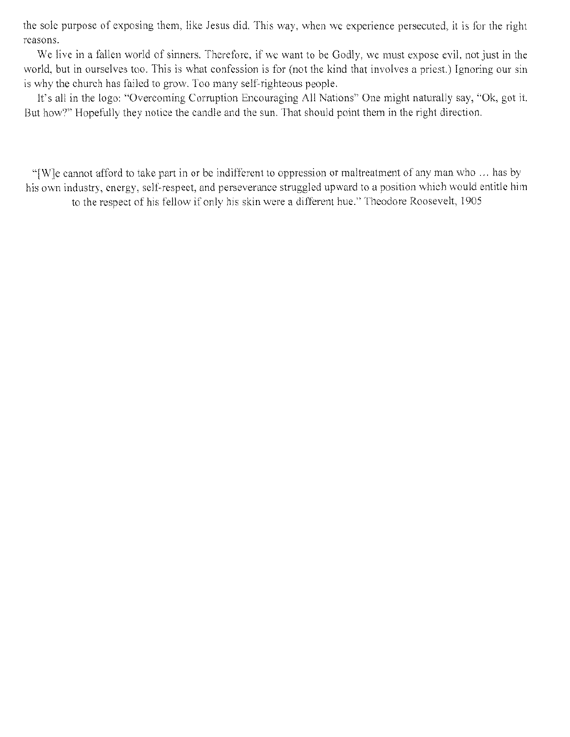the sole purpose of exposing them, like Jesus did. This way, when we experience persecuted, it is for the right reasons.

We live in a fallen world of sinners. Therefore, if we want to be Godly, we must expose evil, not just in the world, but in ourselves too. This is what confession is for (not the kind that involves a priest.) Ignoring our sin is why the church has failed to grow. Too many self-righteous people.

It's all in the logo: "Overcoming Corruption Encouraging All Nations" One might naturally say, "Ok, got it. But how?" Hopefully they notice the candle and the sun. That should point them in the right direction.

"[W]e cannot afford to take part in or be indifferent to oppression or maltreatment of any man who … has by his own industry, energy, self-respect, and perseverance struggled upward to a position which would entitle him to the respect of his fellow if only his skin were a different hue." Theodore Roosevelt, 1905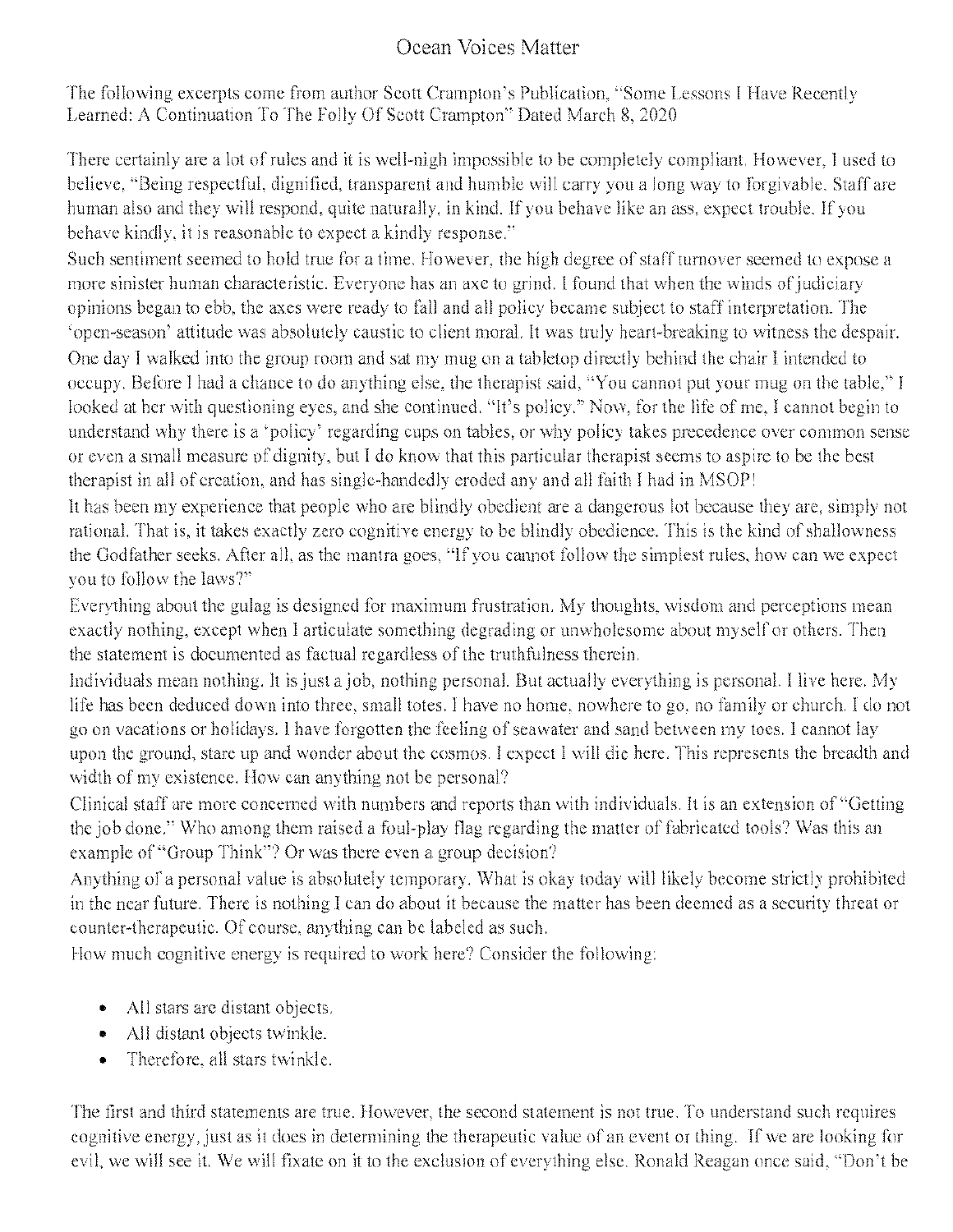# Ocean Voices Matter

The following excerpts come from author Scott Crampton's Publication, "Some Lessons I Have Recently Learned: A Continuation To The Folly Of Scott Crampton" Dated March 8, 2020

There certainly are a lot of rules and it is well-nigh impossible to be completely compliant. However, I used to believe, "Being respectful, dignified, transparent and humble will carry you a long way to forgivable. Staff are human also and they will respond, quite naturally, in kind. If you behave like an ass, expect trouble. If you behave kindly, it is reasonable to expect a kindly response."

Such sentiment seemed to hold true for a time. However, the high degree of staff turnover seemed to expose a more sinister human characteristic. Everyone has an axe to grind. I found that when the winds of judiciary opinions began to ebb, the axes were ready to fall and all policy became subject to staff interpretation. The 'open-season' attitude was absolutely caustic to client moral. It was truly heart-breaking to witness the despair.

One day I walked into the group room and sat my mug on a tabletop directly behind the chair I intended to occupy. Before I had a chance to do anything else, the therapist said, "You cannot put your mug on the table," I looked at her with questioning eyes, and she continued, "It's policy." Now, for the life of me, I cannot begin to understand why there is a 'policy' regarding cups on tables, or why policy takes precedence over common sense or even a small measure of dignity, but I do know that this particular therapist seems to aspire to be the best therapist in all of creation, and has single-handedly eroded any and all faith I had in MSOP!

It has been my experience that people who are blindly obedient are a dangerous lot because they are, simply not rational. That is, it takes exactly zero cognitive energy to be blindly obedience. This is the kind of shallowness the Godfather seeks. After all, as the mantra goes, "If you cannot follow the simplest rules, how can we expect you to follow the laws?"

Everything about the gulag is designed for maximum frustration. My thoughts, wisdom and perceptions mean exactly nothing, except when I articulate something degrading or unwholesome about myself or others. Then the statement is documented as factual regardless of the truthfulness therein.

Individuals mean nothing. It is just a job, nothing personal. But actually everything is personal. I live here. My life has been deduced down into three, small totes. I have no home, nowhere to go, no family or church. I do not go on vacations or holidays. I have forgotten the feeling of seawater and sand between my toes. I cannot lay upon the ground, stare up and wonder about the cosmos. I expect I will die here. This represents the breadth and width of my existence. How can anything not be personal?

Clinical staff are more concerned with numbers and reports than with individuals. It is an extension of "Getting the job done." Who among them raised a foul-play flag regarding the matter of fabricated tools? Was this an example of "Group Think"? Or was there even a group decision?

Anything of a personal value is absolutely temporary. What is okay today will likely become strictly prohibited in the near future. There is nothing I can do about it because the matter has been deemed as a security threat or counter-therapeutic. Of course, anything can be labeled as such.

How much cognitive energy is required to work here? Consider the following:

- All stars are distant objects.
- All distant objects twinkle.
- Therefore, all stars twinkle.

The first and third statements are true. However, the second statement is not true. To understand such requires cognitive energy, just as it does in determining the therapeutic value of an event or thing. If we are looking for evil, we will see it. We will fixate on it to the exclusion of everything else. Ronald Reagan once said, "Don't be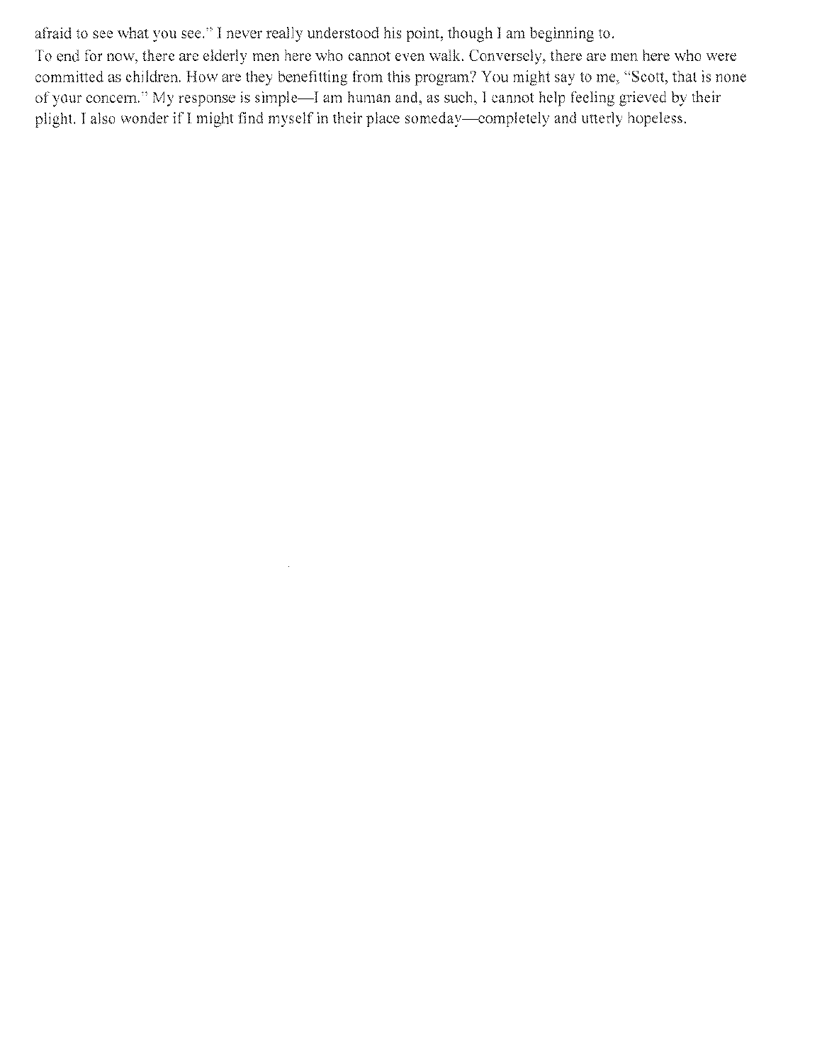afraid to see what you see." I never really understood his point, though I am beginning to.

To end for now, there are elderly men here who cannot even walk. Conversely, there are men here who were committed as children. How are they benefitting from this program? You might say to me, "Scott, that is none of your concern." My response is simple—I am human and, as such, I cannot help feeling grieved by their plight. I also wonder if I might find myself in their place someday—completely and utterly hopeless.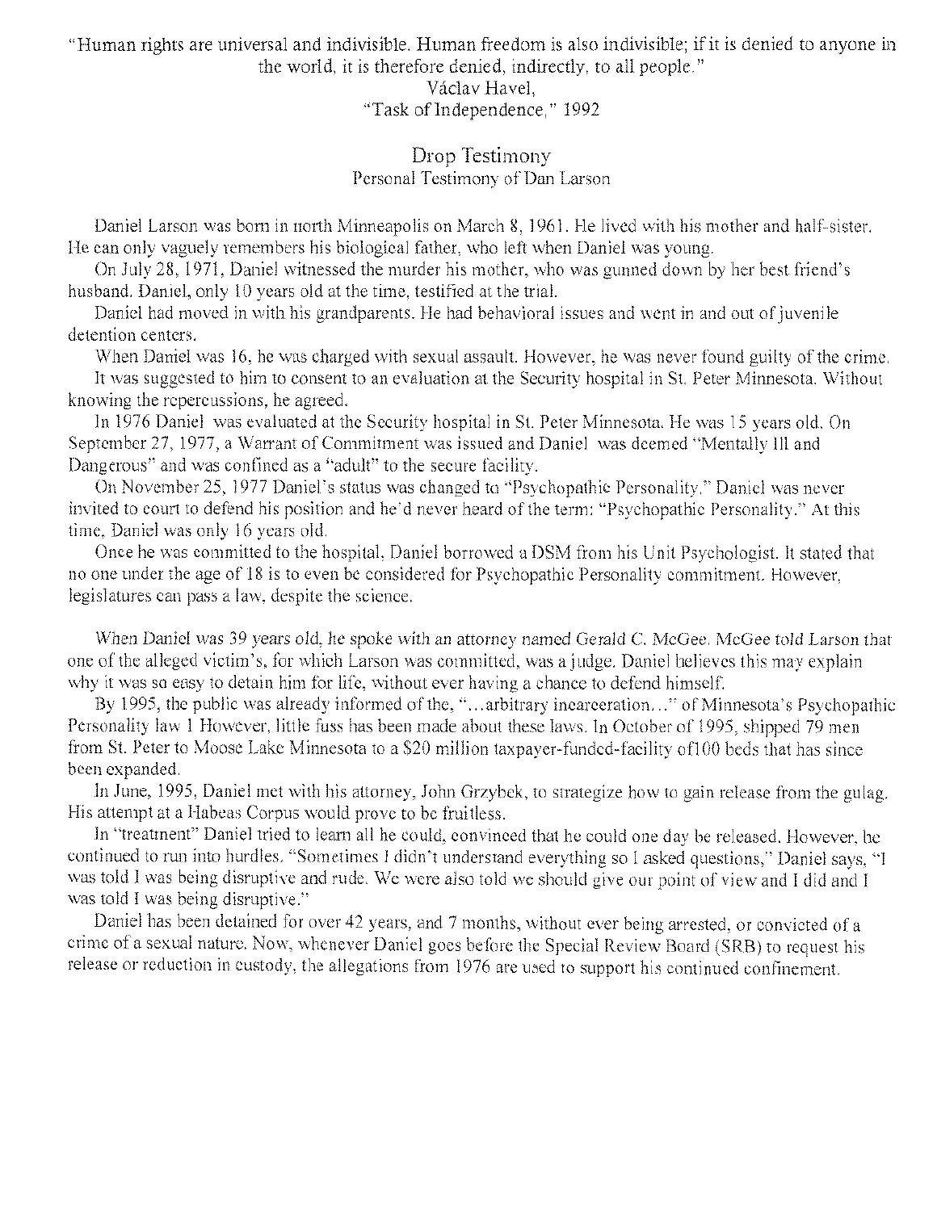"Human rights are universal and indivisible. Human freedom is also indivisible; if it is denied to anyone in the world, it is therefore denied, indirectly, to all people."
Václav Havel,
"Task of Independence," 1992

## Drop Testimony

### Personal Testimony of Dan Larson

Daniel Larson was born in north Minneapolis on March 8, 1961. He lived with his mother and half-sister. He can only vaguely remembers his biological father, who left when Daniel was young.

On July 28, 1971, Daniel witnessed the murder his mother, who was gunned down by her best friend's husband. Daniel, only 10 years old at the time, testified at the trial.

Daniel had moved in with his grandparents. He had behavioral issues and went in and out of juvenile detention centers.

When Daniel was 16, he was charged with sexual assault. However, he was never found guilty of the crime.

It was suggested to him to consent to an evaluation at the Security hospital in St. Peter Minnesota. Without knowing the repercussions, he agreed.

In 1976 Daniel was evaluated at the Security hospital in St. Peter Minnesota. He was 15 years old. On September 27, 1977, a Warrant of Commitment was issued and Daniel was deemed "Mentally Ill and Dangerous" and was confined as a "adult" to the secure facility.

On November 25, 1977 Daniel's status was changed to "Psychopathic Personality." Daniel was never invited to court to defend his position and he'd never heard of the term: "Psychopathic Personality." At this time, Daniel was only 16 years old.

Once he was committed to the hospital, Daniel borrowed a DSM from his Unit Psychologist. It stated that no one under the age of 18 is to even be considered for Psychopathic Personality commitment. However, legislatures can pass a law, despite the science.

When Daniel was 39 years old, he spoke with an attorney named Gerald C. McGee. McGee told Larson that one of the alleged victim's, for which Larson was committed, was a judge. Daniel believes this may explain why it was so easy to detain him for life, without ever having a chance to defend himself.

By 1995, the public was already informed of the, "...arbitrary incarceration..." of Minnesota's Psychopathic Personality law 1 However, little fuss has been made about these laws. In October of 1995, shipped 79 men from St. Peter to Moose Lake Minnesota to a $20 million taxpayer-funded-facility of100 beds that has since been expanded.

In June, 1995, Daniel met with his attorney, John Grzybek, to strategize how to gain release from the gulag. His attempt at a Habeas Corpus would prove to be fruitless.

In "treatment" Daniel tried to learn all he could, convinced that he could one day be released. However, he continued to run into hurdles. "Sometimes I didn't understand everything so I asked questions," Daniel says, "I was told I was being disruptive and rude. We were also told we should give our point of view and I did and I was told I was being disruptive."

Daniel has been detained for over 42 years, and 7 months, without ever being arrested, or convicted of a crime of a sexual nature. Now, whenever Daniel goes before the Special Review Board (SRB) to request his release or reduction in custody, the allegations from 1976 are used to support his continued confinement.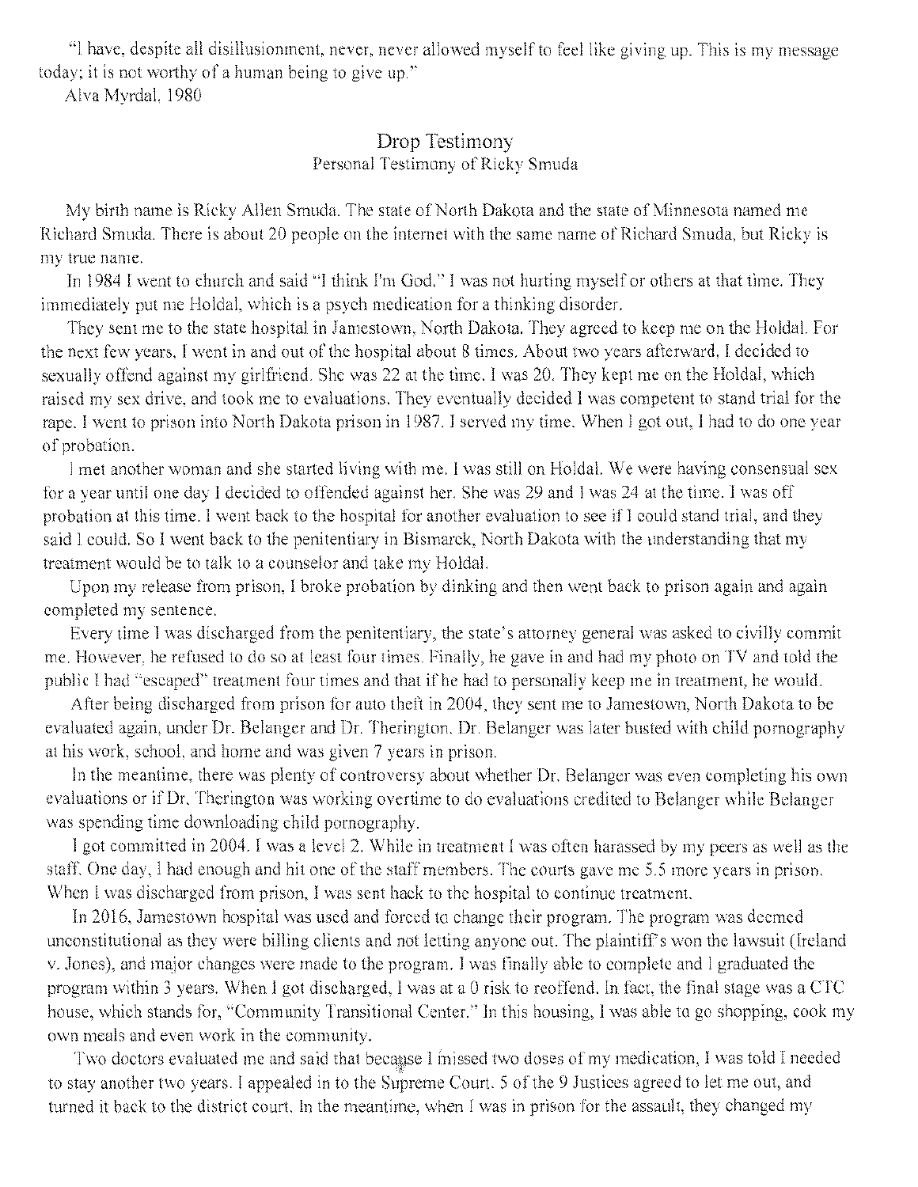"I have, despite all disillusionment, never, never allowed myself to feel like giving up. This is my message today; it is not worthy of a human being to give up."

Alva Myrdal, 1980

## Drop Testimony

### Personal Testimony of Ricky Smuda

My birth name is Ricky Allen Smuda. The state of North Dakota and the state of Minnesota named me Richard Smuda. There is about 20 people on the internet with the same name of Richard Smuda, but Ricky is my true name.

In 1984 I went to church and said "I think I'm God." I was not hurting myself or others at that time. They immediately put me Holdal, which is a psych medication for a thinking disorder.

They sent me to the state hospital in Jamestown, North Dakota. They agreed to keep me on the Holdal. For the next few years, I went in and out of the hospital about 8 times. About two years afterward, I decided to sexually offend against my girlfriend. She was 22 at the time. I was 20. They kept me on the Holdal, which raised my sex drive, and took me to evaluations. They eventually decided I was competent to stand trial for the rape. I went to prison into North Dakota prison in 1987. I served my time. When I got out, I had to do one year of probation.

I met another woman and she started living with me. I was still on Holdal. We were having consensual sex for a year until one day I decided to offended against her. She was 29 and I was 24 at the time. I was off probation at this time. I went back to the hospital for another evaluation to see if I could stand trial, and they said I could. So I went back to the penitentiary in Bismarck, North Dakota with the understanding that my treatment would be to talk to a counselor and take my Holdal.

Upon my release from prison, I broke probation by dinking and then went back to prison again and again completed my sentence.

Every time I was discharged from the penitentiary, the state's attorney general was asked to civilly commit me. However, he refused to do so at least four times. Finally, he gave in and had my photo on TV and told the public I had "escaped" treatment four times and that if he had to personally keep me in treatment, he would.

After being discharged from prison for auto theft in 2004, they sent me to Jamestown, North Dakota to be evaluated again, under Dr. Belanger and Dr. Therington. Dr. Belanger was later busted with child pornography at his work, school, and home and was given 7 years in prison.

In the meantime, there was plenty of controversy about whether Dr. Belanger was even completing his own evaluations or if Dr. Therington was working overtime to do evaluations credited to Belanger while Belanger was spending time downloading child pornography.

I got committed in 2004. I was a level 2. While in treatment I was often harassed by my peers as well as the staff. One day, I had enough and hit one of the staff members. The courts gave me 5.5 more years in prison. When I was discharged from prison, I was sent back to the hospital to continue treatment.

In 2016, Jamestown hospital was used and forced to change their program. The program was deemed unconstitutional as they were billing clients and not letting anyone out. The plaintiff's won the lawsuit (Ireland v. Jones), and major changes were made to the program. I was finally able to complete and I graduated the program within 3 years. When I got discharged, I was at a 0 risk to reoffend. In fact, the final stage was a CTC house, which stands for, "Community Transitional Center." In this housing, I was able to go shopping, cook my own meals and even work in the community.

Two doctors evaluated me and said that because I missed two doses of my medication, I was told I needed to stay another two years. I appealed in to the Supreme Court. 5 of the 9 Justices agreed to let me out, and turned it back to the district court. In the meantime, when I was in prison for the assault, they changed my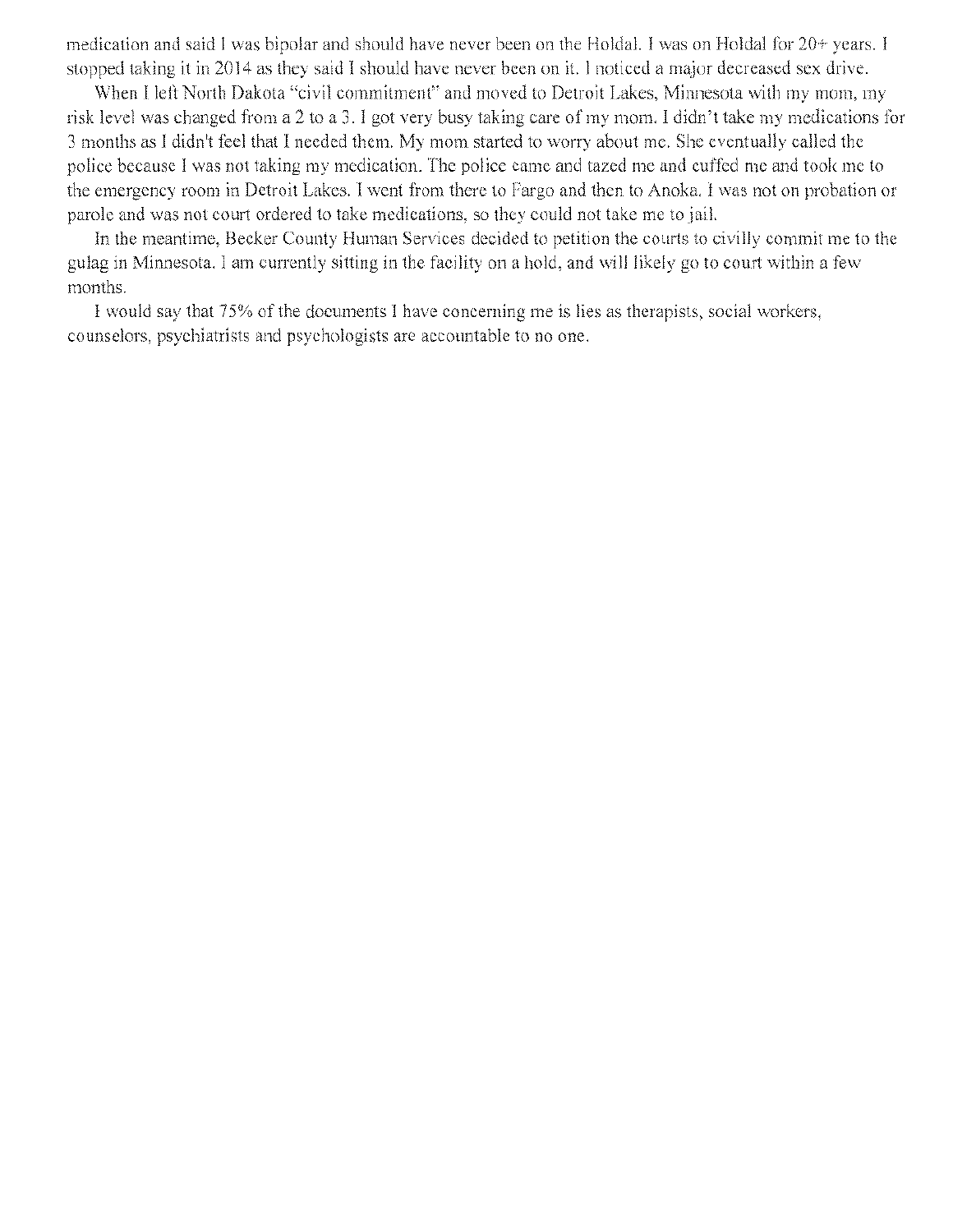medication and said I was bipolar and should have never been on the Holdal. I was on Holdal for 20+ years. I stopped taking it in 2014 as they said I should have never been on it. I noticed a major decreased sex drive.

When I left North Dakota "civil commitment" and moved to Detroit Lakes, Minnesota with my mom, my risk level was changed from a 2 to a 3. I got very busy taking care of my mom. I didn't take my medications for 3 months as I didn't feel that I needed them. My mom started to worry about me. She eventually called the police because I was not taking my medication. The police came and tazed me and cuffed me and took me to the emergency room in Detroit Lakes. I went from there to Fargo and then to Anoka. I was not on probation or parole and was not court ordered to take medications, so they could not take me to jail.

In the meantime, Becker County Human Services decided to petition the courts to civilly commit me to the gulag in Minnesota. I am currently sitting in the facility on a hold, and will likely go to court within a few months.

I would say that 75% of the documents I have concerning me is lies as therapists, social workers, counselors, psychiatrists and psychologists are accountable to no one.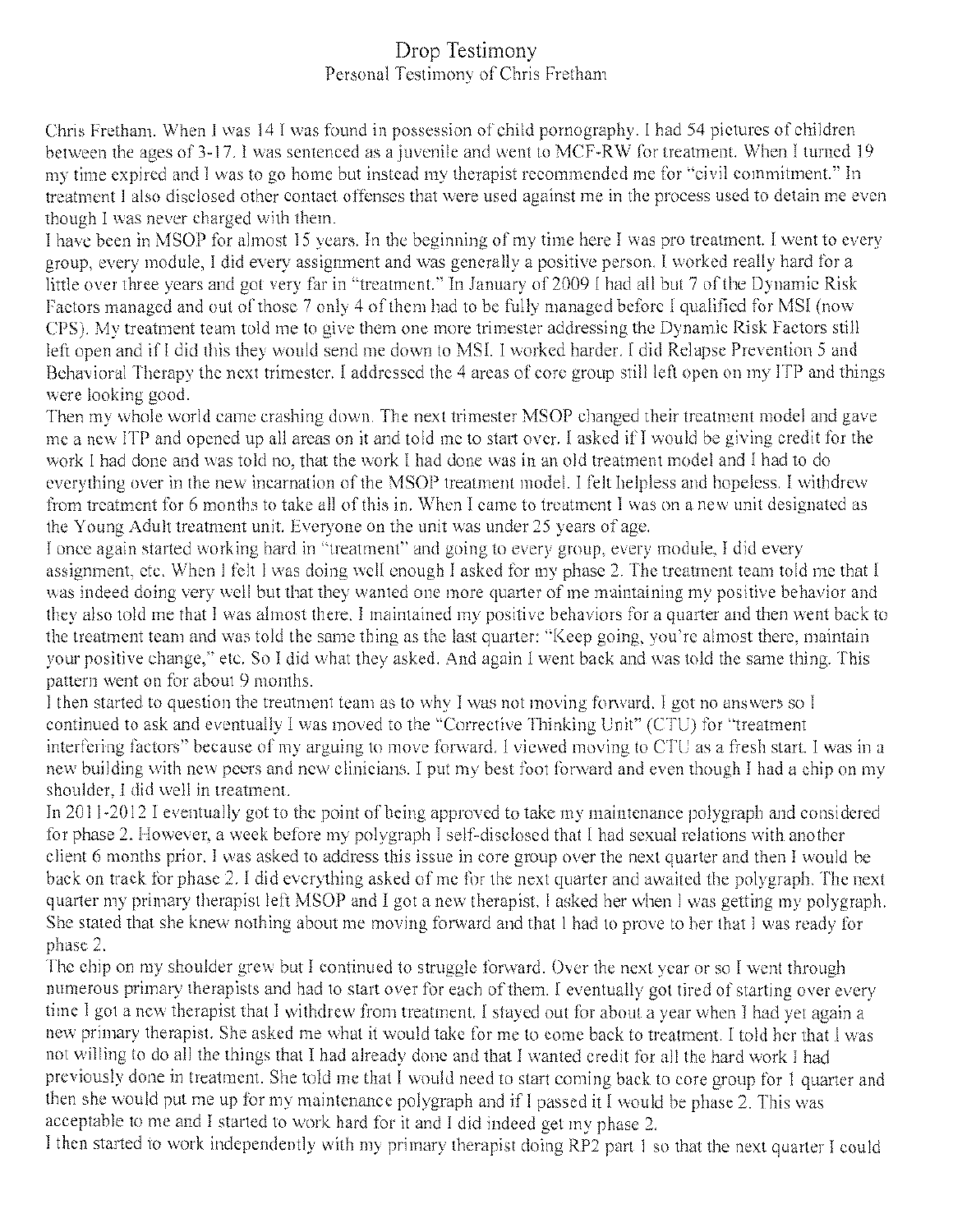# Drop Testimony

## Personal Testimony of Chris Fretham

Chris Fretham. When I was 14 I was found in possession of child pornography. I had 54 pictures of children between the ages of 3-17. I was sentenced as a juvenile and went to MCF-RW for treatment. When I turned 19 my time expired and I was to go home but instead my therapist recommended me for "civil commitment." In treatment I also disclosed other contact offenses that were used against me in the process used to detain me even though I was never charged with them.

I have been in MSOP for almost 15 years. In the beginning of my time here I was pro treatment. I went to every group, every module, I did every assignment and was generally a positive person. I worked really hard for a little over three years and got very far in "treatment." In January of 2009 I had all but 7 of the Dynamic Risk Factors managed and out of those 7 only 4 of them had to be fully managed before I qualified for MSI (now CPS). My treatment team told me to give them one more trimester addressing the Dynamic Risk Factors still left open and if I did this they would send me down to MSI. I worked harder. I did Relapse Prevention 5 and Behavioral Therapy the next trimester. I addressed the 4 areas of core group still left open on my ITP and things were looking good.

Then my whole world came crashing down. The next trimester MSOP changed their treatment model and gave me a new ITP and opened up all areas on it and told me to start over. I asked if I would be giving credit for the work I had done and was told no, that the work I had done was in an old treatment model and I had to do everything over in the new incarnation of the MSOP treatment model. I felt helpless and hopeless. I withdrew from treatment for 6 months to take all of this in. When I came to treatment I was on a new unit designated as the Young Adult treatment unit. Everyone on the unit was under 25 years of age.

I once again started working hard in "treatment" and going to every group, every module, I did every assignment, etc. When I felt I was doing well enough I asked for my phase 2. The treatment team told me that I was indeed doing very well but that they wanted one more quarter of me maintaining my positive behavior and they also told me that I was almost there. I maintained my positive behaviors for a quarter and then went back to the treatment team and was told the same thing as the last quarter: "Keep going, you're almost there, maintain your positive change," etc. So I did what they asked. And again I went back and was told the same thing. This pattern went on for about 9 months.

I then started to question the treatment team as to why I was not moving forward. I got no answers so I continued to ask and eventually I was moved to the "Corrective Thinking Unit" (CTU) for "treatment interfering factors" because of my arguing to move forward. I viewed moving to CTU as a fresh start. I was in a new building with new peers and new clinicians. I put my best foot forward and even though I had a chip on my shoulder, I did well in treatment.

In 2011-2012 I eventually got to the point of being approved to take my maintenance polygraph and considered for phase 2. However, a week before my polygraph I self-disclosed that I had sexual relations with another client 6 months prior. I was asked to address this issue in core group over the next quarter and then I would be back on track for phase 2. I did everything asked of me for the next quarter and awaited the polygraph. The next quarter my primary therapist left MSOP and I got a new therapist. I asked her when I was getting my polygraph. She stated that she knew nothing about me moving forward and that I had to prove to her that I was ready for phase 2.

The chip on my shoulder grew but I continued to struggle forward. Over the next year or so I went through numerous primary therapists and had to start over for each of them. I eventually got tired of starting over every time I got a new therapist that I withdrew from treatment. I stayed out for about a year when I had yet again a new primary therapist. She asked me what it would take for me to come back to treatment. I told her that I was not willing to do all the things that I had already done and that I wanted credit for all the hard work I had previously done in treatment. She told me that I would need to start coming back to core group for 1 quarter and then she would put me up for my maintenance polygraph and if I passed it I would be phase 2. This was acceptable to me and I started to work hard for it and I did indeed get my phase 2.

I then started to work independently with my primary therapist doing RP2 part 1 so that the next quarter I could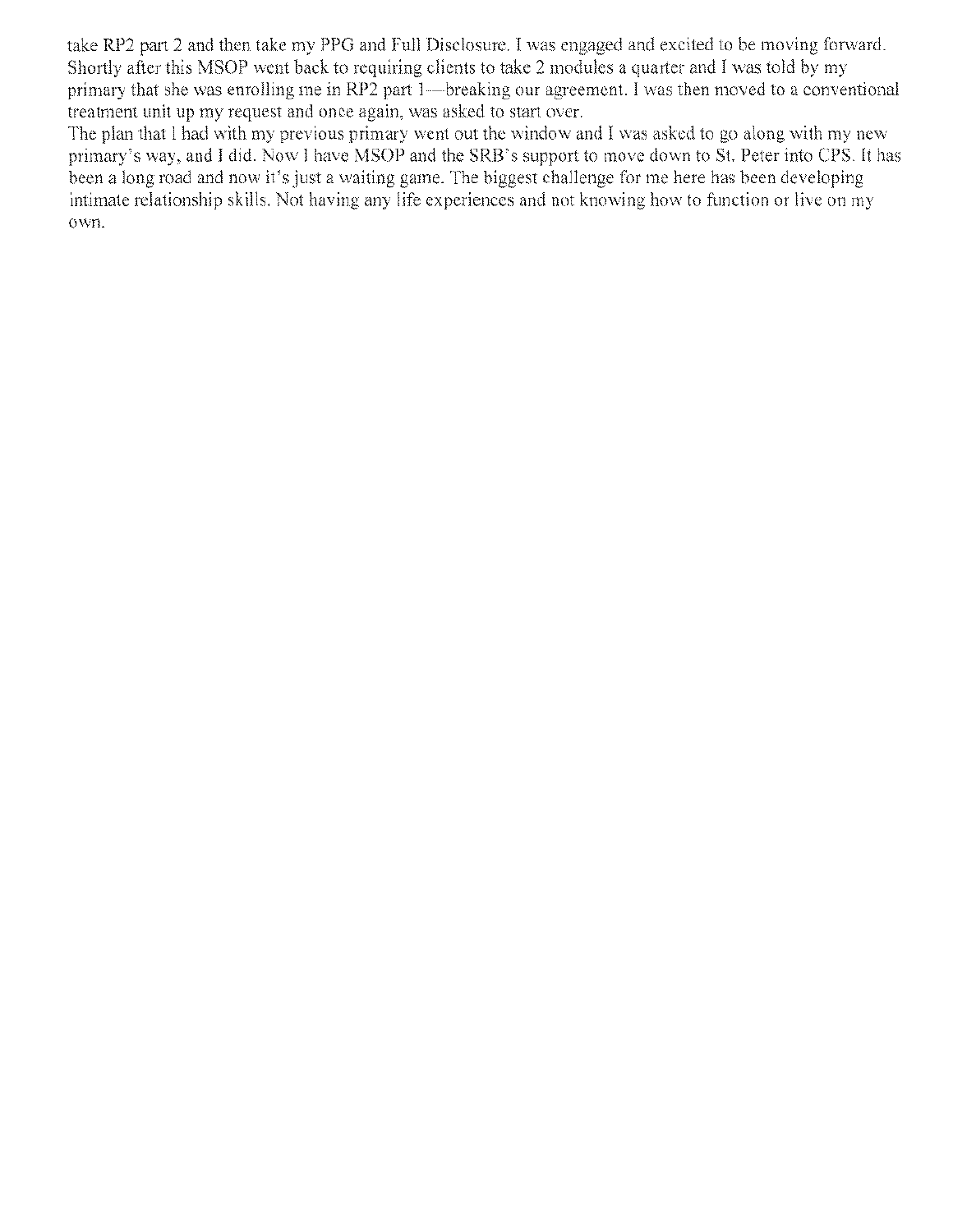take RP2 part 2 and then take my PPG and Full Disclosure. I was engaged and excited to be moving forward. Shortly after this MSOP went back to requiring clients to take 2 modules a quarter and I was told by my primary that she was enrolling me in RP2 part 1—breaking our agreement. I was then moved to a conventional treatment unit up my request and once again, was asked to start over.

The plan that I had with my previous primary went out the window and I was asked to go along with my new primary's way, and I did. Now I have MSOP and the SRB's support to move down to St. Peter into CPS. It has been a long road and now it's just a waiting game. The biggest challenge for me here has been developing intimate relationship skills. Not having any life experiences and not knowing how to function or live on my own.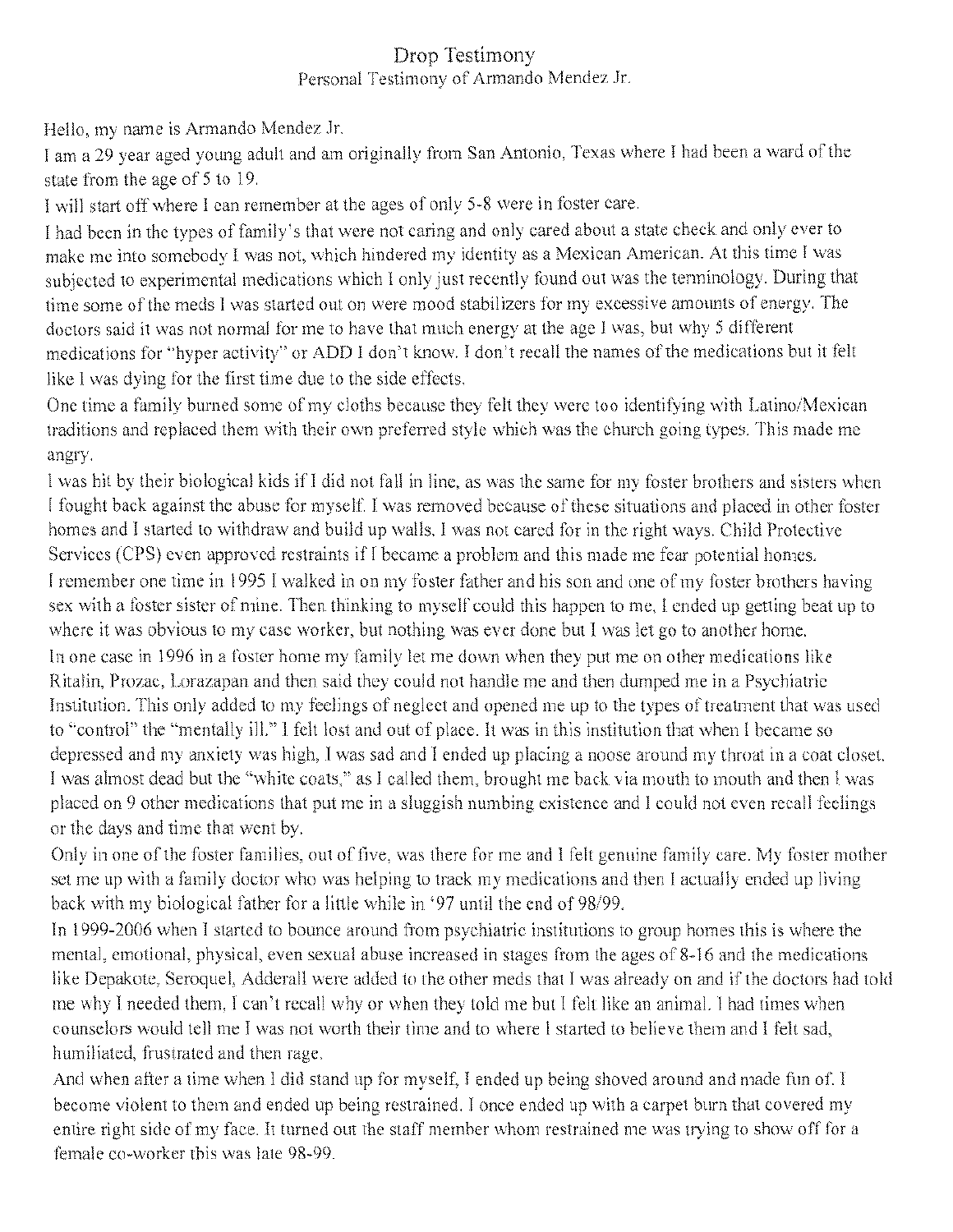# Drop Testimony

Personal Testimony of Armando Mendez Jr.

Hello, my name is Armando Mendez Jr.

I am a 29 year aged young adult and am originally from San Antonio, Texas where I had been a ward of the state from the age of 5 to 19.

I will start off where I can remember at the ages of only 5-8 were in foster care.

I had been in the types of family's that were not caring and only cared about a state check and only ever to make me into somebody I was not, which hindered my identity as a Mexican American. At this time I was subjected to experimental medications which I only just recently found out was the terminology. During that time some of the meds I was started out on were mood stabilizers for my excessive amounts of energy. The doctors said it was not normal for me to have that much energy at the age I was, but why 5 different medications for "hyper activity" or ADD I don't know. I don't recall the names of the medications but it felt like I was dying for the first time due to the side effects.

One time a family burned some of my cloths because they felt they were too identifying with Latino/Mexican traditions and replaced them with their own preferred style which was the church going types. This made me angry.

I was hit by their biological kids if I did not fall in line, as was the same for my foster brothers and sisters when I fought back against the abuse for myself. I was removed because of these situations and placed in other foster homes and I started to withdraw and build up walls. I was not cared for in the right ways. Child Protective Services (CPS) even approved restraints if I became a problem and this made me fear potential homes.

I remember one time in 1995 I walked in on my foster father and his son and one of my foster brothers having sex with a foster sister of mine. Then thinking to myself could this happen to me, I ended up getting beat up to where it was obvious to my case worker, but nothing was ever done but I was let go to another home.

In one case in 1996 in a foster home my family let me down when they put me on other medications like Ritalin, Prozac, Lorazapan and then said they could not handle me and then dumped me in a Psychiatric Institution. This only added to my feelings of neglect and opened me up to the types of treatment that was used to "control" the "mentally ill." I felt lost and out of place. It was in this institution that when I became so depressed and my anxiety was high, I was sad and I ended up placing a noose around my throat in a coat closet. I was almost dead but the "white coats," as I called them, brought me back via mouth to mouth and then I was placed on 9 other medications that put me in a sluggish numbing existence and I could not even recall feelings or the days and time that went by.

Only in one of the foster families, out of five, was there for me and I felt genuine family care. My foster mother set me up with a family doctor who was helping to track my medications and then I actually ended up living back with my biological father for a little while in '97 until the end of 98/99.

In 1999-2006 when I started to bounce around from psychiatric institutions to group homes this is where the mental, emotional, physical, even sexual abuse increased in stages from the ages of 8-16 and the medications like Depakote, Seroquel, Adderall were added to the other meds that I was already on and if the doctors had told me why I needed them, I can't recall why or when they told me but I felt like an animal. I had times when counselors would tell me I was not worth their time and to where I started to believe them and I felt sad, humiliated, frustrated and then rage.

And when after a time when I did stand up for myself, I ended up being shoved around and made fun of. I become violent to them and ended up being restrained. I once ended up with a carpet burn that covered my entire right side of my face. It turned out the staff member whom restrained me was trying to show off for a female co-worker this was late 98-99.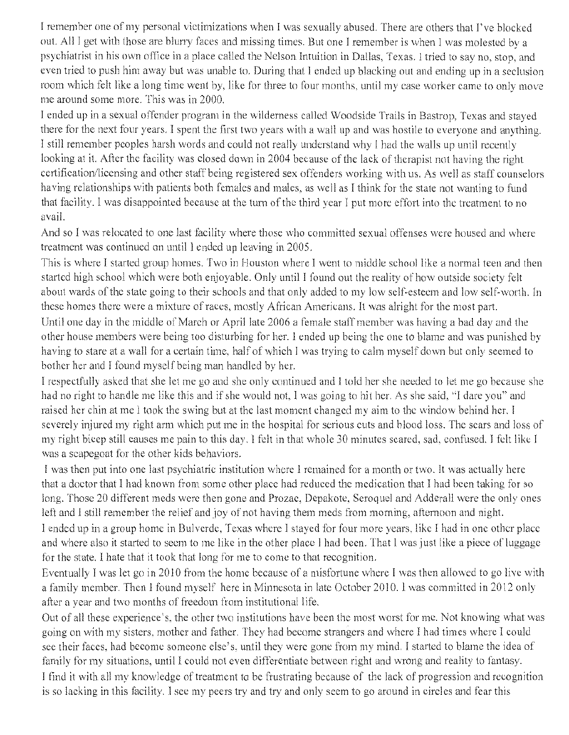I remember one of my personal victimizations when I was sexually abused. There are others that I've blocked out. All I get with those are blurry faces and missing times. But one I remember is when I was molested by a psychiatrist in his own office in a place called the Nelson Intuition in Dallas, Texas. I tried to say no, stop, and even tried to push him away but was unable to. During that I ended up blacking out and ending up in a seclusion room which felt like a long time went by, like for three to four months, until my case worker came to only move me around some more. This was in 2000.

I ended up in a sexual offender program in the wilderness called Woodside Trails in Bastrop, Texas and stayed there for the next four years. I spent the first two years with a wall up and was hostile to everyone and anything. I still remember peoples harsh words and could not really understand why I had the walls up until recently looking at it. After the facility was closed down in 2004 because of the lack of therapist not having the right certification/licensing and other staff being registered sex offenders working with us. As well as staff counselors having relationships with patients both females and males, as well as I think for the state not wanting to fund that facility. I was disappointed because at the turn of the third year I put more effort into the treatment to no avail.

And so I was relocated to one last facility where those who committed sexual offenses were housed and where treatment was continued on until I ended up leaving in 2005.

This is where I started group homes. Two in Houston where I went to middle school like a normal teen and then started high school which were both enjoyable. Only until I found out the reality of how outside society felt about wards of the state going to their schools and that only added to my low self-esteem and low self-worth. In these homes there were a mixture of races, mostly African Americans. It was alright for the most part.

Until one day in the middle of March or April late 2006 a female staff member was having a bad day and the other house members were being too disturbing for her. I ended up being the one to blame and was punished by having to stare at a wall for a certain time, half of which I was trying to calm myself down but only seemed to bother her and I found myself being man handled by her.

I respectfully asked that she let me go and she only continued and I told her she needed to let me go because she had no right to handle me like this and if she would not, I was going to hit her. As she said, "I dare you" and raised her chin at me I took the swing but at the last moment changed my aim to the window behind her. I severely injured my right arm which put me in the hospital for serious cuts and blood loss. The scars and loss of my right bicep still causes me pain to this day. I felt in that whole 30 minutes scared, sad, confused. I felt like I was a scapegoat for the other kids behaviors.

I was then put into one last psychiatric institution where I remained for a month or two. It was actually here that a doctor that I had known from some other place had reduced the medication that I had been taking for so long. Those 20 different meds were then gone and Prozac, Depakote, Seroquel and Adderall were the only ones left and I still remember the relief and joy of not having them meds from morning, afternoon and night.

I ended up in a group home in Bulverde, Texas where I stayed for four more years, like I had in one other place and where also it started to seem to me like in the other place I had been. That I was just like a piece of luggage for the state. I hate that it took that long for me to come to that recognition.

Eventually I was let go in 2010 from the home because of a misfortune where I was then allowed to go live with a family member. Then I found myself here in Minnesota in late October 2010. I was committed in 2012 only after a year and two months of freedom from institutional life.

Out of all these experience's, the other two institutions have been the most worst for me. Not knowing what was going on with my sisters, mother and father. They had become strangers and where I had times where I could see their faces, had become someone else's, until they were gone from my mind. I started to blame the idea of family for my situations, until I could not even differentiate between right and wrong and reality to fantasy.

I find it with all my knowledge of treatment to be frustrating because of the lack of progression and recognition is so lacking in this facility. I see my peers try and try and only seem to go around in circles and fear this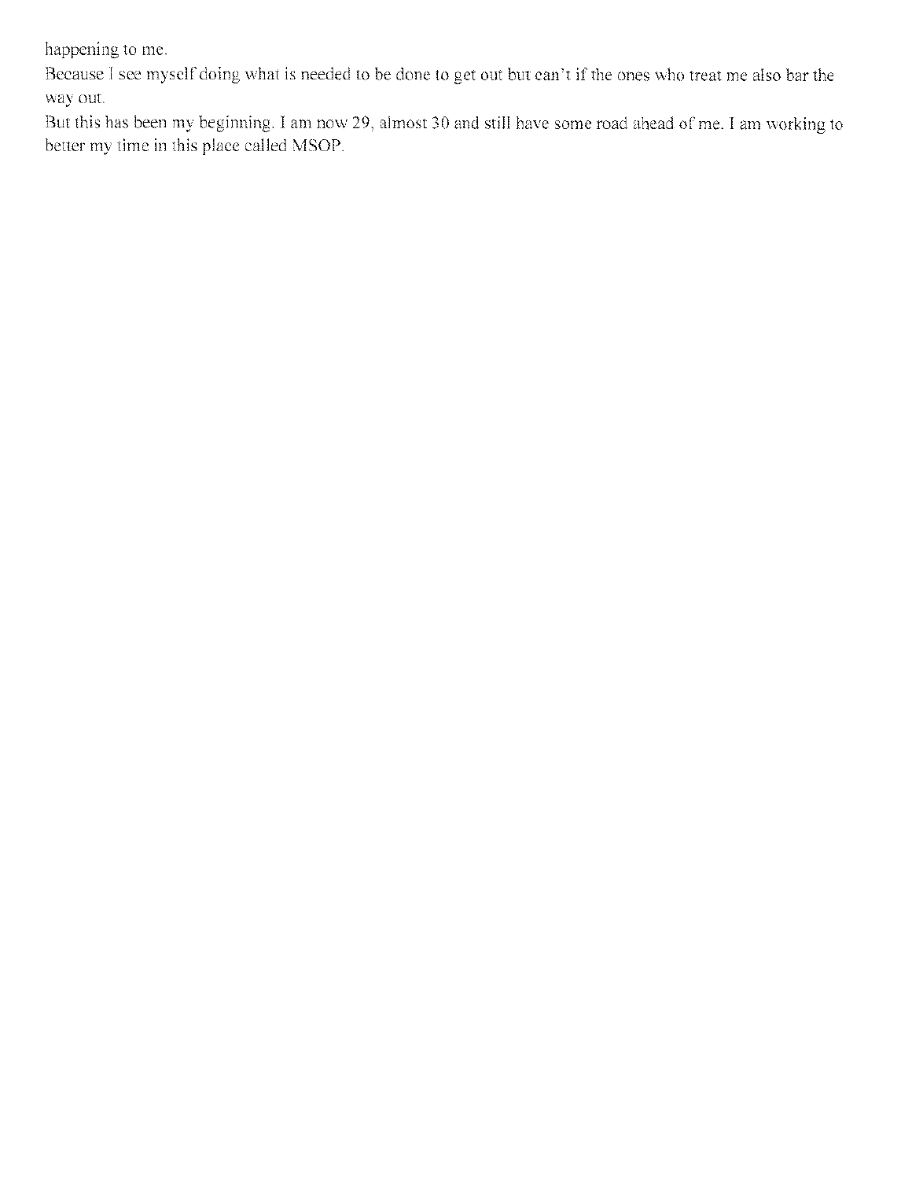happening to me.

Because I see myself doing what is needed to be done to get out but can't if the ones who treat me also bar the way out.

But this has been my beginning. I am now 29, almost 30 and still have some road ahead of me. I am working to better my time in this place called MSOP.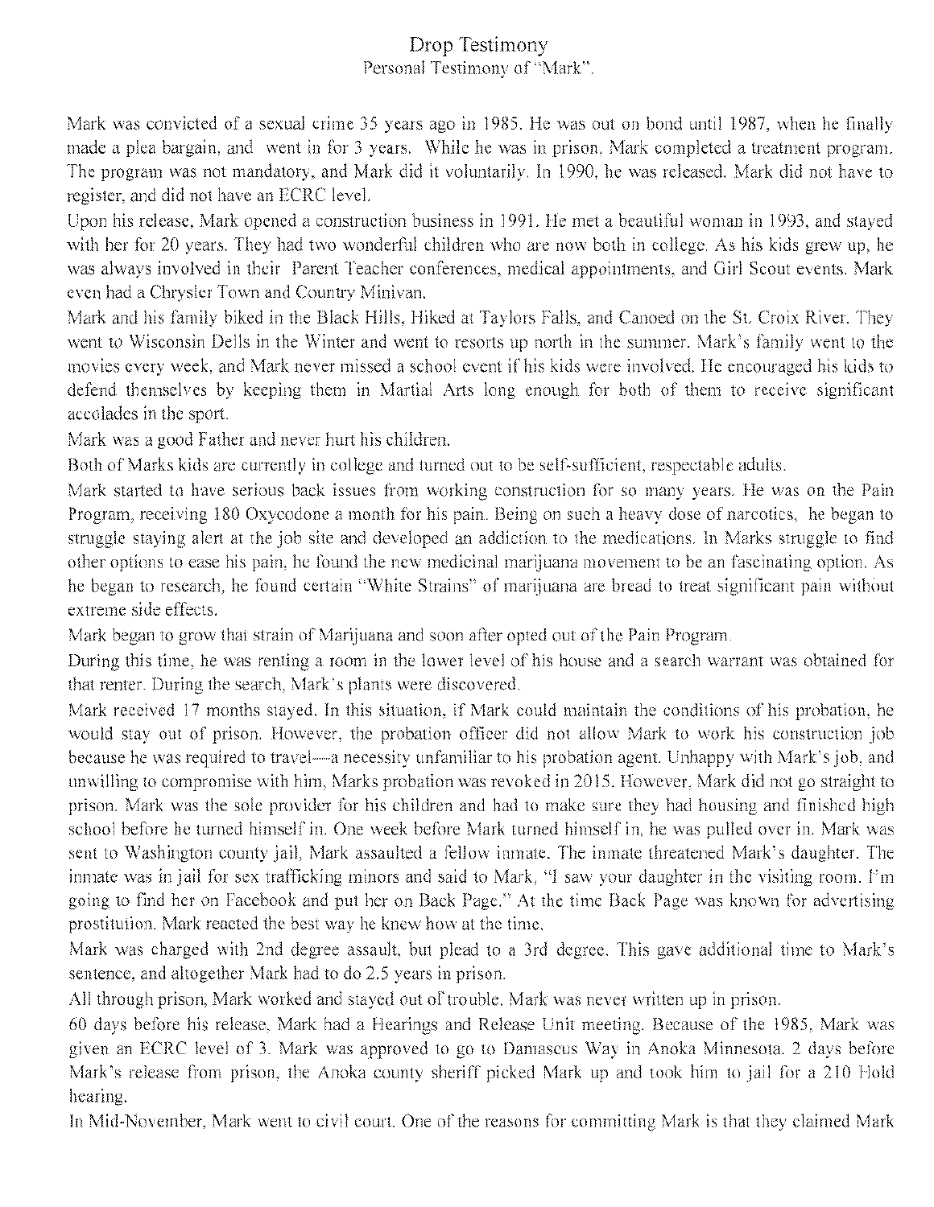# Drop Testimony

Personal Testimony of "Mark".

Mark was convicted of a sexual crime 35 years ago in 1985. He was out on bond until 1987, when he finally made a plea bargain, and went in for 3 years. While he was in prison, Mark completed a treatment program. The program was not mandatory, and Mark did it voluntarily. In 1990, he was released. Mark did not have to register, and did not have an ECRC level.

Upon his release, Mark opened a construction business in 1991. He met a beautiful woman in 1993, and stayed with her for 20 years. They had two wonderful children who are now both in college. As his kids grew up, he was always involved in their Parent Teacher conferences, medical appointments, and Girl Scout events. Mark even had a Chrysler Town and Country Minivan.

Mark and his family biked in the Black Hills, Hiked at Taylors Falls, and Canoed on the St. Croix River. They went to Wisconsin Dells in the Winter and went to resorts up north in the summer. Mark's family went to the movies every week, and Mark never missed a school event if his kids were involved. He encouraged his kids to defend themselves by keeping them in Martial Arts long enough for both of them to receive significant accolades in the sport.

Mark was a good Father and never hurt his children.

Both of Marks kids are currently in college and turned out to be self-sufficient, respectable adults.

Mark started to have serious back issues from working construction for so many years. He was on the Pain Program, receiving 180 Oxycodone a month for his pain. Being on such a heavy dose of narcotics, he began to struggle staying alert at the job site and developed an addiction to the medications. In Marks struggle to find other options to ease his pain, he found the new medicinal marijuana movement to be an fascinating option. As he began to research, he found certain "White Strains" of marijuana are bread to treat significant pain without extreme side effects.

Mark began to grow that strain of Marijuana and soon after opted out of the Pain Program.

During this time, he was renting a room in the lower level of his house and a search warrant was obtained for that renter. During the search, Mark's plants were discovered.

Mark received 17 months stayed. In this situation, if Mark could maintain the conditions of his probation, he would stay out of prison. However, the probation officer did not allow Mark to work his construction job because he was required to travel—a necessity unfamiliar to his probation agent. Unhappy with Mark's job, and unwilling to compromise with him, Marks probation was revoked in 2015. However, Mark did not go straight to prison. Mark was the sole provider for his children and had to make sure they had housing and finished high school before he turned himself in. One week before Mark turned himself in, he was pulled over in. Mark was sent to Washington county jail, Mark assaulted a fellow inmate. The inmate threatened Mark's daughter. The inmate was in jail for sex trafficking minors and said to Mark, "I saw your daughter in the visiting room. I'm going to find her on Facebook and put her on Back Page." At the time Back Page was known for advertising prostitution. Mark reacted the best way he knew how at the time.

Mark was charged with 2nd degree assault, but plead to a 3rd degree. This gave additional time to Mark's sentence, and altogether Mark had to do 2.5 years in prison.

All through prison, Mark worked and stayed out of trouble. Mark was never written up in prison.

60 days before his release, Mark had a Hearings and Release Unit meeting. Because of the 1985, Mark was given an ECRC level of 3. Mark was approved to go to Damascus Way in Anoka Minnesota. 2 days before Mark's release from prison, the Anoka county sheriff picked Mark up and took him to jail for a 210 Hold hearing.

In Mid-November, Mark went to civil court. One of the reasons for committing Mark is that they claimed Mark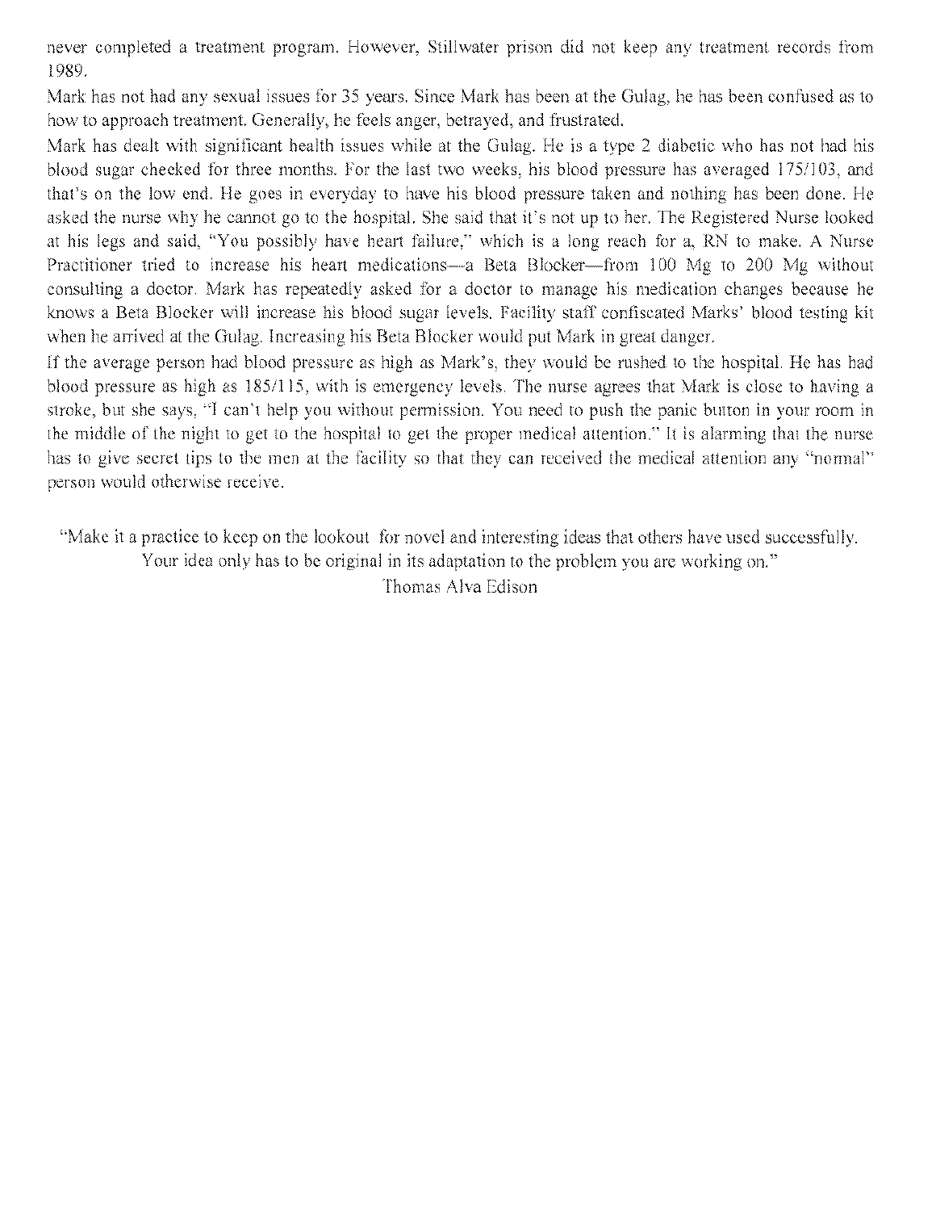never completed a treatment program. However, Stillwater prison did not keep any treatment records from 1989.

Mark has not had any sexual issues for 35 years. Since Mark has been at the Gulag, he has been confused as to how to approach treatment. Generally, he feels anger, betrayed, and frustrated.

Mark has dealt with significant health issues while at the Gulag. He is a type 2 diabetic who has not had his blood sugar checked for three months. For the last two weeks, his blood pressure has averaged 175/103, and that's on the low end. He goes in everyday to have his blood pressure taken and nothing has been done. He asked the nurse why he cannot go to the hospital. She said that it's not up to her. The Registered Nurse looked at his legs and said, "You possibly have heart failure," which is a long reach for a, RN to make. A Nurse Practitioner tried to increase his heart medications—a Beta Blocker—from 100 Mg to 200 Mg without consulting a doctor. Mark has repeatedly asked for a doctor to manage his medication changes because he knows a Beta Blocker will increase his blood sugar levels. Facility staff confiscated Marks' blood testing kit when he arrived at the Gulag. Increasing his Beta Blocker would put Mark in great danger.

If the average person had blood pressure as high as Mark's, they would be rushed to the hospital. He has had blood pressure as high as 185/115, with is emergency levels. The nurse agrees that Mark is close to having a stroke, but she says, "I can't help you without permission. You need to push the panic button in your room in the middle of the night to get to the hospital to get the proper medical attention." It is alarming that the nurse has to give secret tips to the men at the facility so that they can received the medical attention any "normal" person would otherwise receive.

"Make it a practice to keep on the lookout for novel and interesting ideas that others have used successfully. Your idea only has to be original in its adaptation to the problem you are working on."
Thomas Alva Edison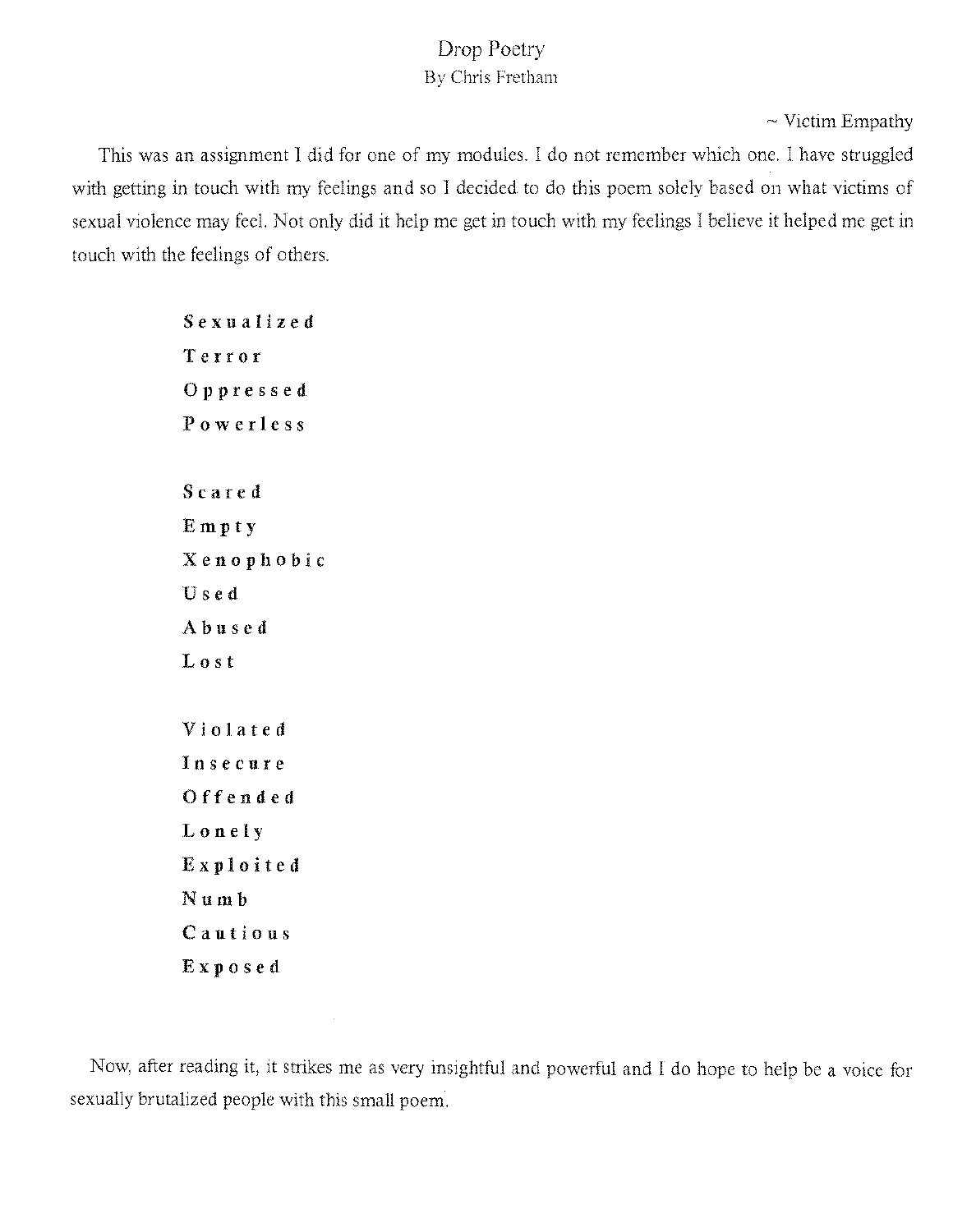# Drop Poetry

By Chris Fretham

~ Victim Empathy

This was an assignment I did for one of my modules. I do not remember which one. I have struggled with getting in touch with my feelings and so I decided to do this poem solely based on what victims of sexual violence may feel. Not only did it help me get in touch with my feelings I believe it helped me get in touch with the feelings of others.

**Sexualized**
**Terror**
**Oppressed**
**Powerless**

**Scared**
**Empty**
**Xenophobic**
**Used**
**Abused**
**Lost**

**Violated**
**Insecure**
**Offended**
**Lonely**
**Exploited**
**Numb**
**Cautious**
**Exposed**

Now, after reading it, it strikes me as very insightful and powerful and I do hope to help be a voice for sexually brutalized people with this small poem.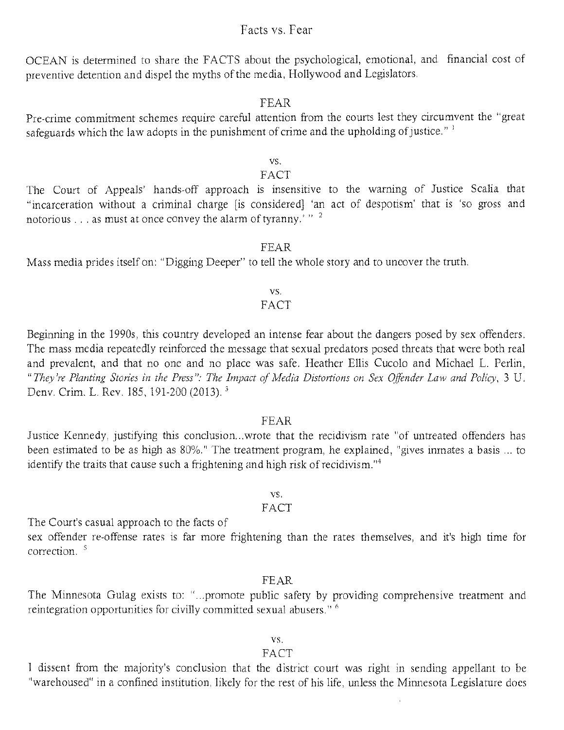# Facts vs. Fear

OCEAN is determined to share the FACTS about the psychological, emotional, and financial cost of preventive detention and dispel the myths of the media, Hollywood and Legislators.

FEAR

Pre-crime commitment schemes require careful attention from the courts lest they circumvent the "great safeguards which the law adopts in the punishment of crime and the upholding of justice."[1]

vs.

FACT

The Court of Appeals' hands-off approach is insensitive to the warning of Justice Scalia that "incarceration without a criminal charge [is considered] 'an act of despotism' that is 'so gross and notorious . . . as must at once convey the alarm of tyranny.' "[2]

FEAR

Mass media prides itself on: "Digging Deeper" to tell the whole story and to uncover the truth.

vs.

FACT

Beginning in the 1990s, this country developed an intense fear about the dangers posed by sex offenders. The mass media repeatedly reinforced the message that sexual predators posed threats that were both real and prevalent, and that no one and no place was safe. Heather Ellis Cucolo and Michael L. Perlin, *"They're Planting Stories in the Press": The Impact of Media Distortions on Sex Offender Law and Policy*, 3 U. Denv. Crim. L. Rev. 185, 191-200 (2013).[3]

FEAR

Justice Kennedy, justifying this conclusion...wrote that the recidivism rate "of untreated offenders has been estimated to be as high as 80%." The treatment program, he explained, "gives inmates a basis ... to identify the traits that cause such a frightening and high risk of recidivism."[4]

vs.

FACT

The Court's casual approach to the facts of sex offender re-offense rates is far more frightening than the rates themselves, and it's high time for correction.[5]

FEAR

The Minnesota Gulag exists to: "...promote public safety by providing comprehensive treatment and reintegration opportunities for civilly committed sexual abusers."[6]

vs.

FACT

I dissent from the majority's conclusion that the district court was right in sending appellant to be "warehoused" in a confined institution, likely for the rest of his life, unless the Minnesota Legislature does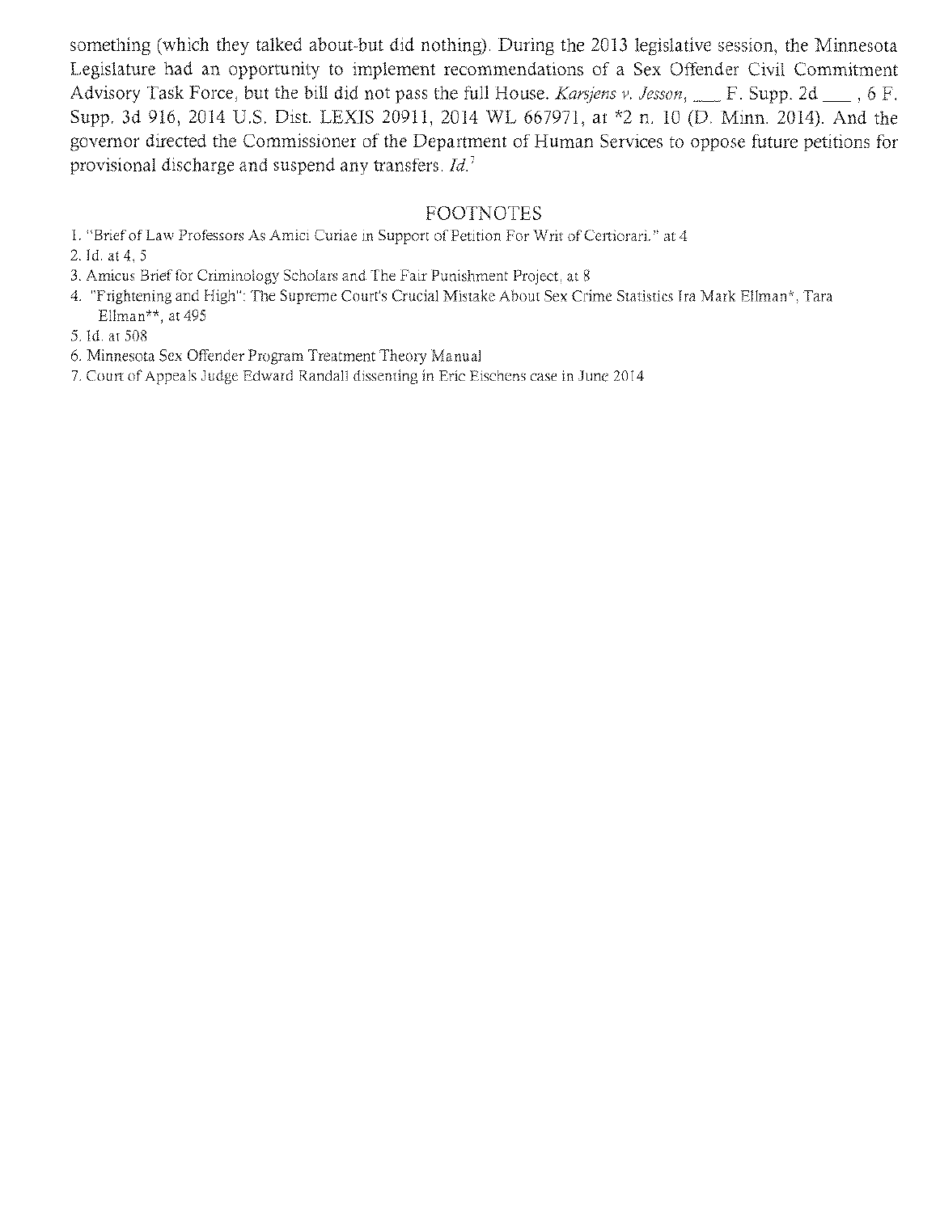something (which they talked about-but did nothing). During the 2013 legislative session, the Minnesota Legislature had an opportunity to implement recommendations of a Sex Offender Civil Commitment Advisory Task Force, but the bill did not pass the full House. *Karsjens v. Jesson*, ___ F. Supp. 2d ___ , 6 F. Supp. 3d 916, 2014 U.S. Dist. LEXIS 20911, 2014 WL 667971, at *2 n. 10 (D. Minn. 2014). And the governor directed the Commissioner of the Department of Human Services to oppose future petitions for provisional discharge and suspend any transfers. *Id.*[7]

## FOOTNOTES

1. "Brief of Law Professors As Amici Curiae in Support of Petition For Writ of Certiorari." at 4
2. Id. at 4, 5
3. Amicus Brief for Criminology Scholars and The Fair Punishment Project, at 8
4. "Frightening and High": The Supreme Court's Crucial Mistake About Sex Crime Statistics Ira Mark Ellman*, Tara Ellman**, at 495
5. Id. at 508
6. Minnesota Sex Offender Program Treatment Theory Manual
7. Court of Appeals Judge Edward Randall dissenting in Eric Eischens case in June 2014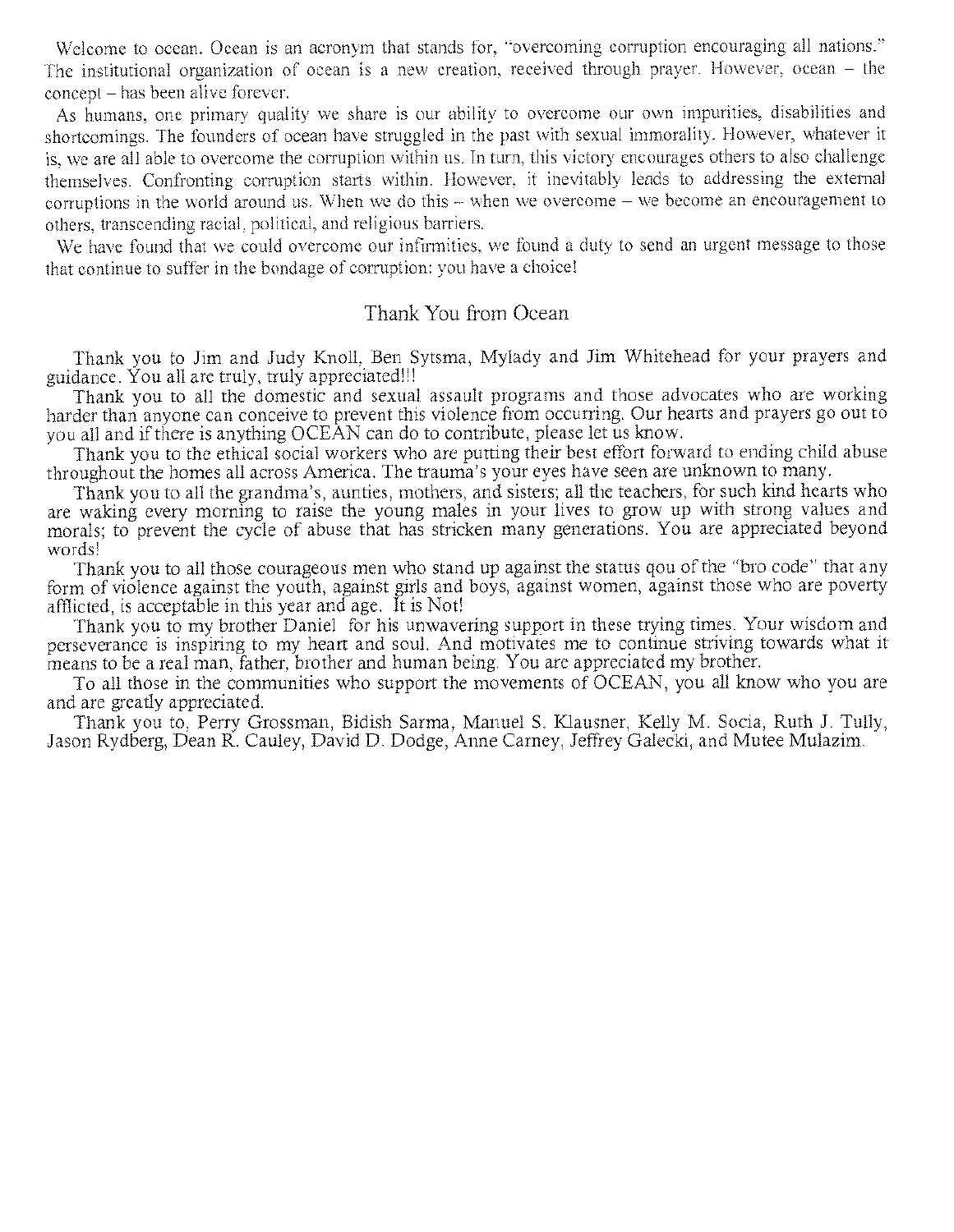Welcome to ocean. Ocean is an acronym that stands for, "overcoming corruption encouraging all nations." The institutional organization of ocean is a new creation, received through prayer. However, ocean – the concept – has been alive forever.

As humans, one primary quality we share is our ability to overcome our own impurities, disabilities and shortcomings. The founders of ocean have struggled in the past with sexual immorality. However, whatever it is, we are all able to overcome the corruption within us. In turn, this victory encourages others to also challenge themselves. Confronting corruption starts within. However, it inevitably leads to addressing the external corruptions in the world around us. When we do this – when we overcome – we become an encouragement to others, transcending racial, political, and religious barriers.

We have found that we could overcome our infirmities, we found a duty to send an urgent message to those that continue to suffer in the bondage of corruption: you have a choice!

## Thank You from Ocean

Thank you to Jim and Judy Knoll, Ben Sytsma, Mylady and Jim Whitehead for your prayers and guidance. You all are truly, truly appreciated!!!

Thank you to all the domestic and sexual assault programs and those advocates who are working harder than anyone can conceive to prevent this violence from occurring. Our hearts and prayers go out to you all and if there is anything OCEAN can do to contribute, please let us know.

Thank you to the ethical social workers who are putting their best effort forward to ending child abuse throughout the homes all across America. The trauma's your eyes have seen are unknown to many.

Thank you to all the grandma's, aunties, mothers, and sisters; all the teachers, for such kind hearts who are waking every morning to raise the young males in your lives to grow up with strong values and morals; to prevent the cycle of abuse that has stricken many generations. You are appreciated beyond words!

Thank you to all those courageous men who stand up against the status qou of the "bro code" that any form of violence against the youth, against girls and boys, against women, against those who are poverty afflicted, is acceptable in this year and age. It is Not!

Thank you to my brother Daniel for his unwavering support in these trying times. Your wisdom and perseverance is inspiring to my heart and soul. And motivates me to continue striving towards what it means to be a real man, father, brother and human being. You are appreciated my brother.

To all those in the communities who support the movements of OCEAN, you all know who you are and are greatly appreciated.

Thank you to, Perry Grossman, Bidish Sarma, Manuel S. Klausner, Kelly M. Socia, Ruth J. Tully, Jason Rydberg, Dean R. Cauley, David D. Dodge, Anne Carney, Jeffrey Galecki, and Mutee Mulazim.